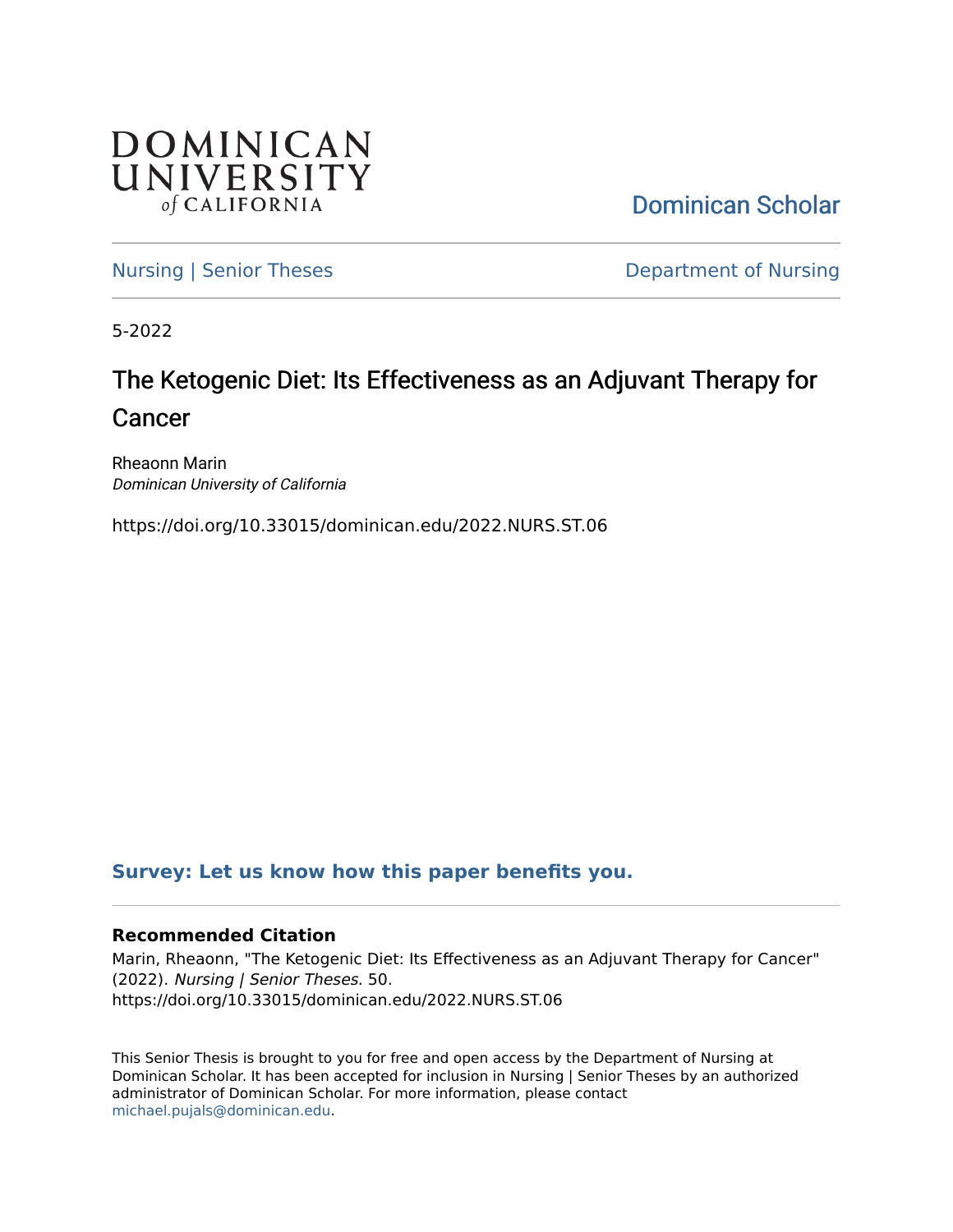DOMINICAN UNIVERSITY *of* CALIFORNIA

Dominican Scholar

Nursing | Senior Theses

Department of Nursing

5-2022

# The Ketogenic Diet: Its Effectiveness as an Adjuvant Therapy for Cancer

Rheaonn Marin
*Dominican University of California*

https://doi.org/10.33015/dominican.edu/2022.NURS.ST.06

**Survey: Let us know how this paper benefits you.**

### Recommended Citation

Marin, Rheaonn, "The Ketogenic Diet: Its Effectiveness as an Adjuvant Therapy for Cancer" (2022). *Nursing | Senior Theses*. 50.
https://doi.org/10.33015/dominican.edu/2022.NURS.ST.06

This Senior Thesis is brought to you for free and open access by the Department of Nursing at Dominican Scholar. It has been accepted for inclusion in Nursing | Senior Theses by an authorized administrator of Dominican Scholar. For more information, please contact michael.pujals@dominican.edu.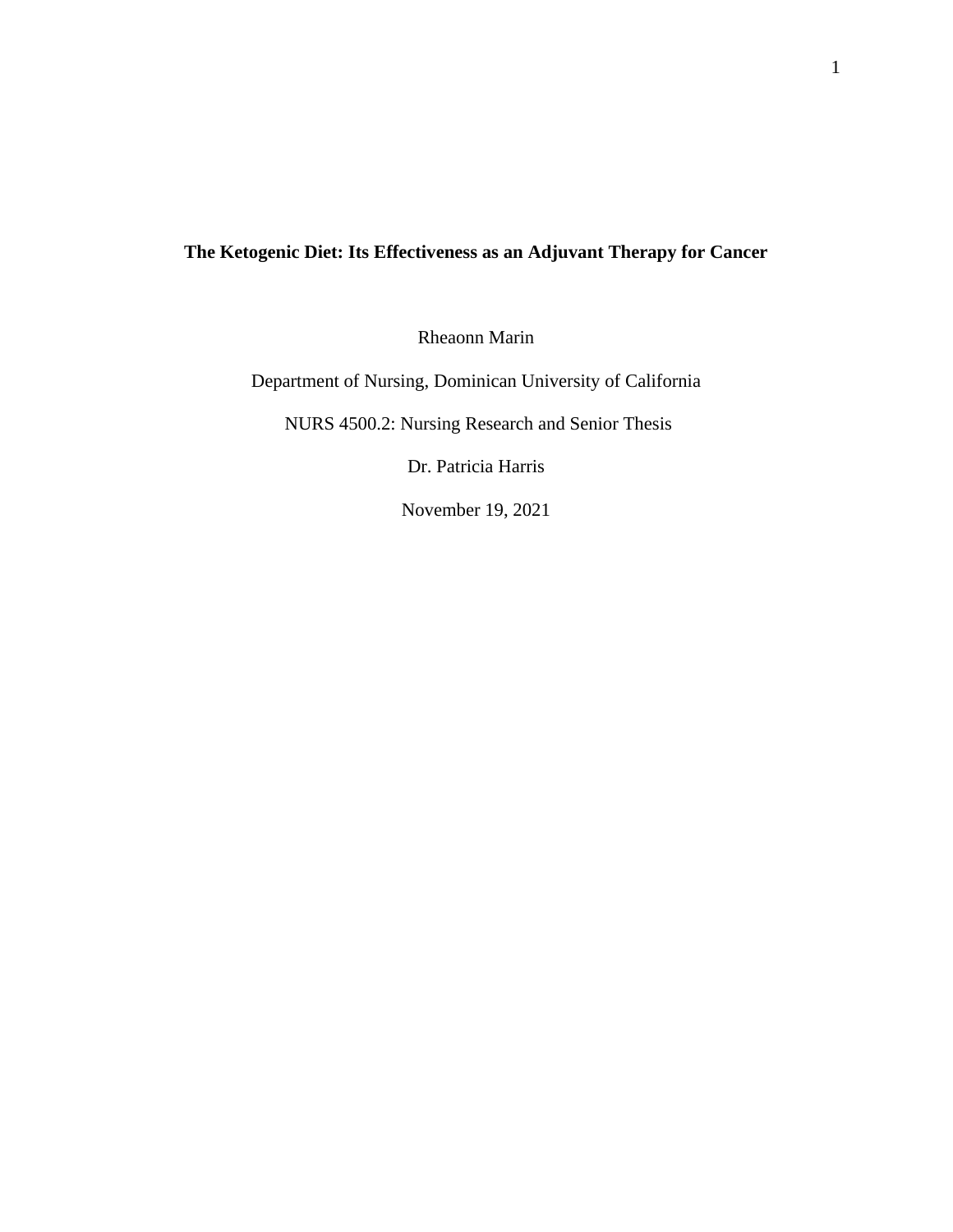# **The Ketogenic Diet: Its Effectiveness as an Adjuvant Therapy for Cancer**

Rheaonn Marin

Department of Nursing, Dominican University of California

NURS 4500.2: Nursing Research and Senior Thesis

Dr. Patricia Harris

November 19, 2021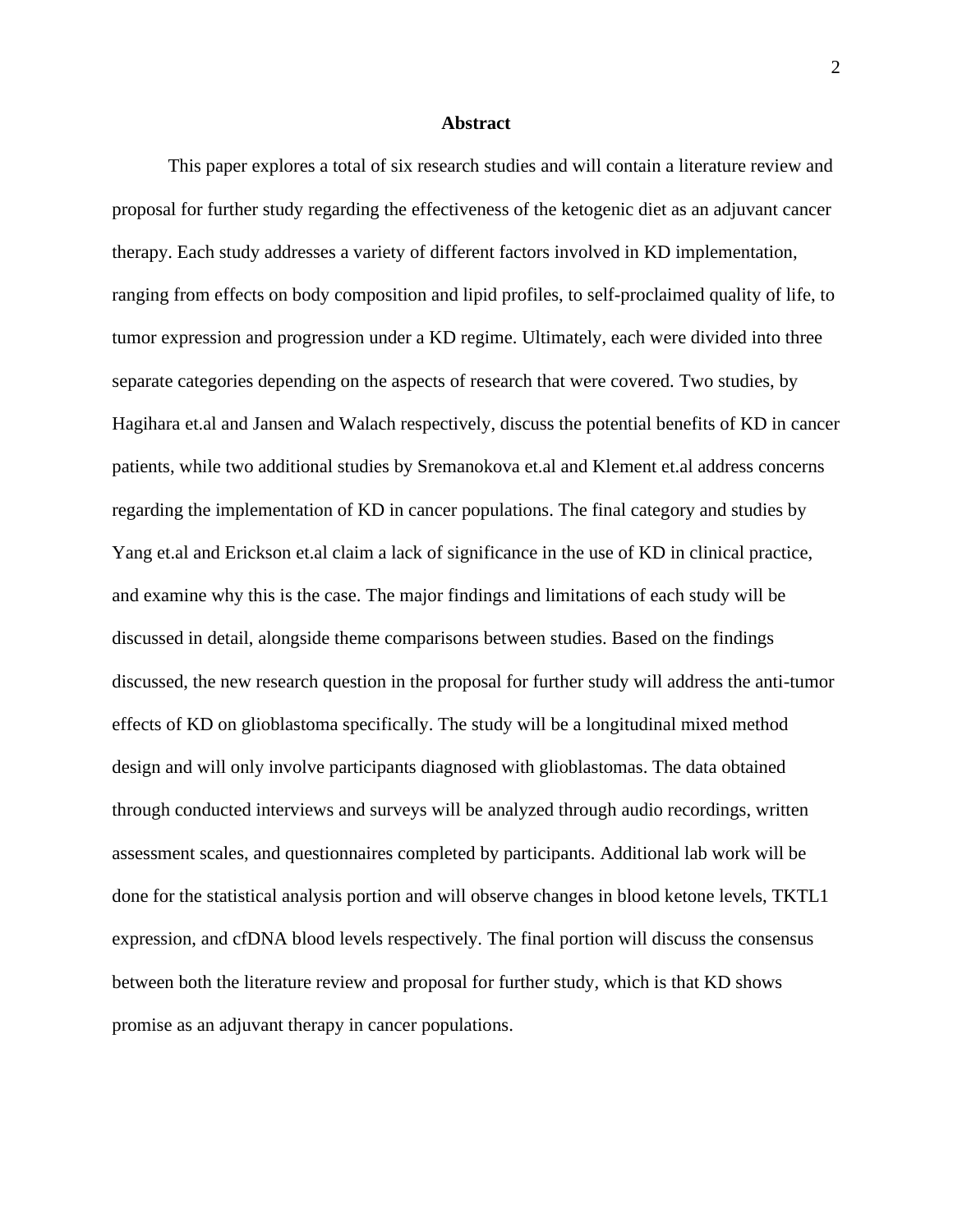# Abstract

This paper explores a total of six research studies and will contain a literature review and proposal for further study regarding the effectiveness of the ketogenic diet as an adjuvant cancer therapy. Each study addresses a variety of different factors involved in KD implementation, ranging from effects on body composition and lipid profiles, to self-proclaimed quality of life, to tumor expression and progression under a KD regime. Ultimately, each were divided into three separate categories depending on the aspects of research that were covered. Two studies, by Hagihara et.al and Jansen and Walach respectively, discuss the potential benefits of KD in cancer patients, while two additional studies by Sremanokova et.al and Klement et.al address concerns regarding the implementation of KD in cancer populations. The final category and studies by Yang et.al and Erickson et.al claim a lack of significance in the use of KD in clinical practice, and examine why this is the case. The major findings and limitations of each study will be discussed in detail, alongside theme comparisons between studies. Based on the findings discussed, the new research question in the proposal for further study will address the anti-tumor effects of KD on glioblastoma specifically. The study will be a longitudinal mixed method design and will only involve participants diagnosed with glioblastomas. The data obtained through conducted interviews and surveys will be analyzed through audio recordings, written assessment scales, and questionnaires completed by participants. Additional lab work will be done for the statistical analysis portion and will observe changes in blood ketone levels, TKTL1 expression, and cfDNA blood levels respectively. The final portion will discuss the consensus between both the literature review and proposal for further study, which is that KD shows promise as an adjuvant therapy in cancer populations.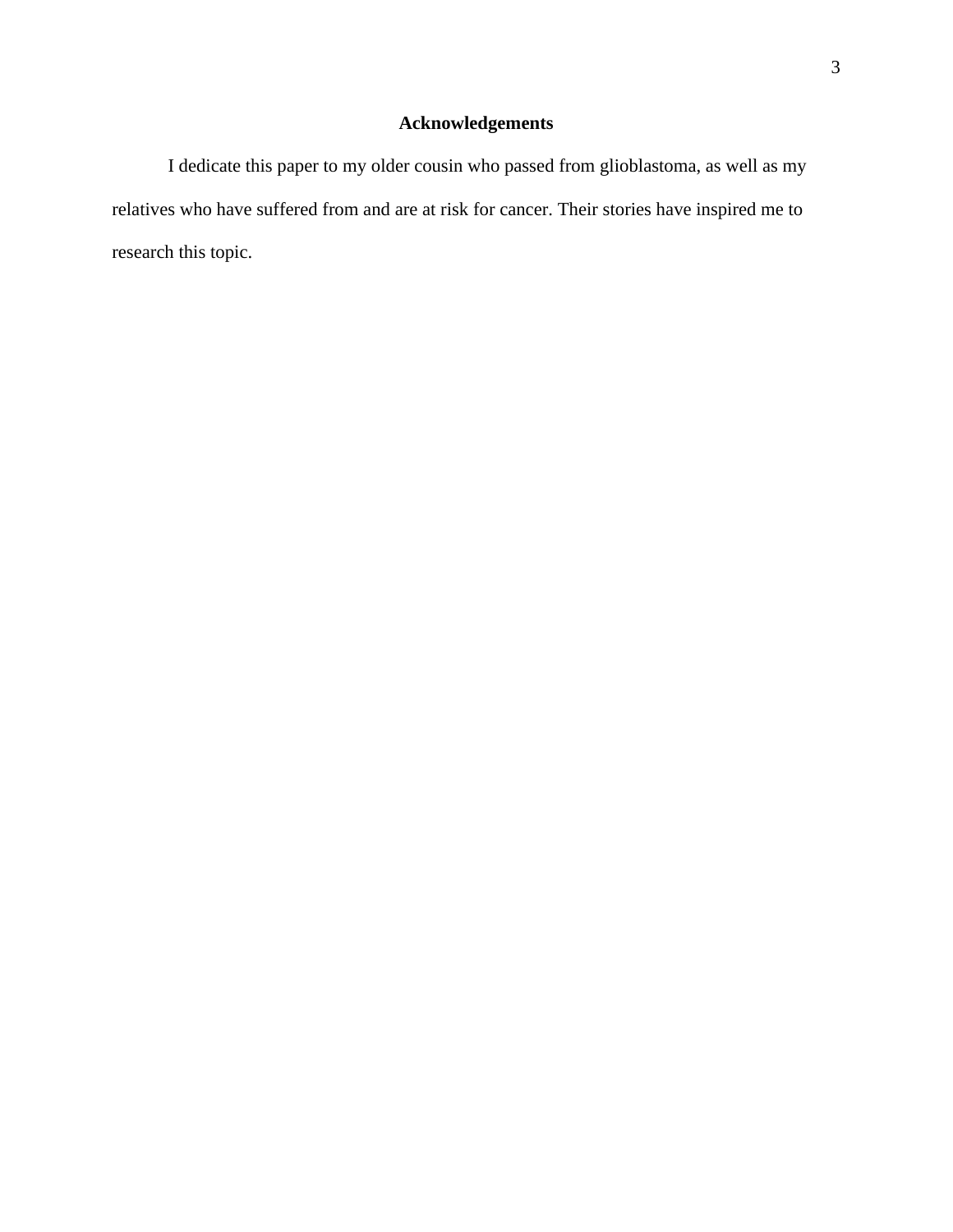## Acknowledgements

I dedicate this paper to my older cousin who passed from glioblastoma, as well as my relatives who have suffered from and are at risk for cancer. Their stories have inspired me to research this topic.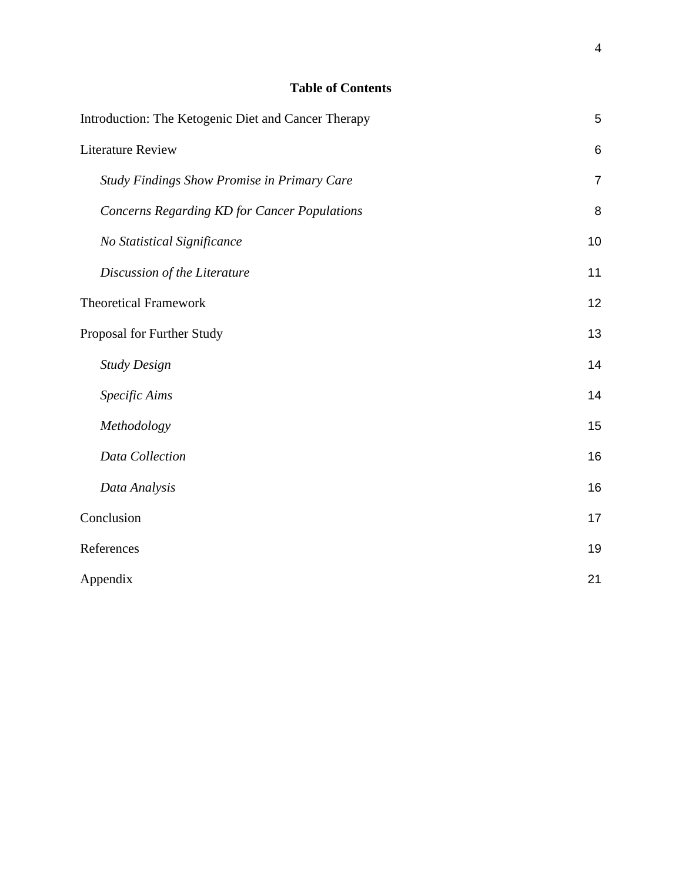**Table of Contents**

| | |
|---|---|
| Introduction: The Ketogenic Diet and Cancer Therapy | 5 |
| Literature Review | 6 |
| *Study Findings Show Promise in Primary Care* | 7 |
| *Concerns Regarding KD for Cancer Populations* | 8 |
| *No Statistical Significance* | 10 |
| *Discussion of the Literature* | 11 |
| Theoretical Framework | 12 |
| Proposal for Further Study | 13 |
| *Study Design* | 14 |
| *Specific Aims* | 14 |
| *Methodology* | 15 |
| *Data Collection* | 16 |
| *Data Analysis* | 16 |
| Conclusion | 17 |
| References | 19 |
| Appendix | 21 |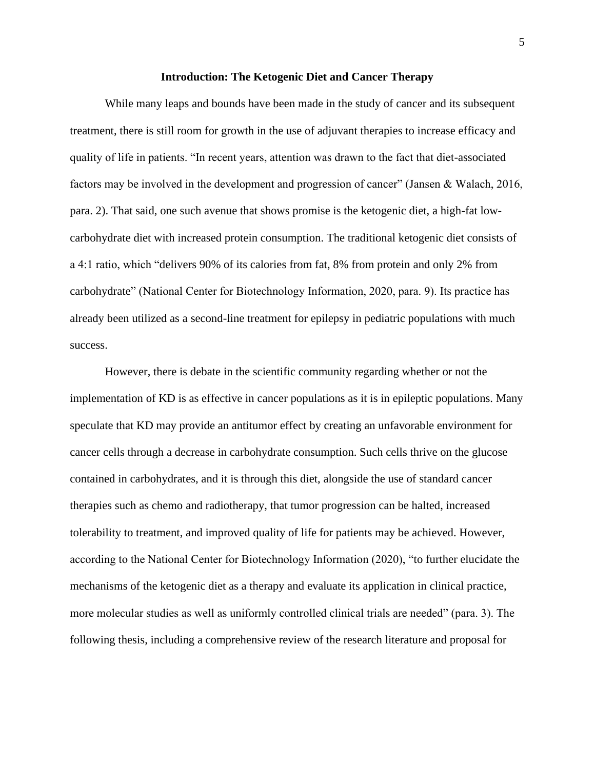## Introduction: The Ketogenic Diet and Cancer Therapy

While many leaps and bounds have been made in the study of cancer and its subsequent treatment, there is still room for growth in the use of adjuvant therapies to increase efficacy and quality of life in patients. "In recent years, attention was drawn to the fact that diet-associated factors may be involved in the development and progression of cancer" (Jansen & Walach, 2016, para. 2). That said, one such avenue that shows promise is the ketogenic diet, a high-fat low-carbohydrate diet with increased protein consumption. The traditional ketogenic diet consists of a 4:1 ratio, which "delivers 90% of its calories from fat, 8% from protein and only 2% from carbohydrate" (National Center for Biotechnology Information, 2020, para. 9). Its practice has already been utilized as a second-line treatment for epilepsy in pediatric populations with much success.

However, there is debate in the scientific community regarding whether or not the implementation of KD is as effective in cancer populations as it is in epileptic populations. Many speculate that KD may provide an antitumor effect by creating an unfavorable environment for cancer cells through a decrease in carbohydrate consumption. Such cells thrive on the glucose contained in carbohydrates, and it is through this diet, alongside the use of standard cancer therapies such as chemo and radiotherapy, that tumor progression can be halted, increased tolerability to treatment, and improved quality of life for patients may be achieved. However, according to the National Center for Biotechnology Information (2020), "to further elucidate the mechanisms of the ketogenic diet as a therapy and evaluate its application in clinical practice, more molecular studies as well as uniformly controlled clinical trials are needed" (para. 3). The following thesis, including a comprehensive review of the research literature and proposal for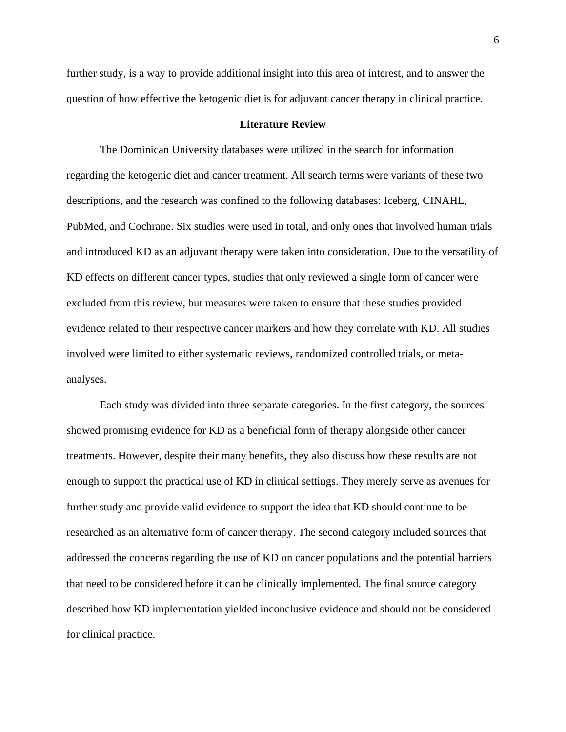further study, is a way to provide additional insight into this area of interest, and to answer the question of how effective the ketogenic diet is for adjuvant cancer therapy in clinical practice.

## Literature Review

The Dominican University databases were utilized in the search for information regarding the ketogenic diet and cancer treatment. All search terms were variants of these two descriptions, and the research was confined to the following databases: Iceberg, CINAHL, PubMed, and Cochrane. Six studies were used in total, and only ones that involved human trials and introduced KD as an adjuvant therapy were taken into consideration. Due to the versatility of KD effects on different cancer types, studies that only reviewed a single form of cancer were excluded from this review, but measures were taken to ensure that these studies provided evidence related to their respective cancer markers and how they correlate with KD. All studies involved were limited to either systematic reviews, randomized controlled trials, or meta-analyses.

Each study was divided into three separate categories. In the first category, the sources showed promising evidence for KD as a beneficial form of therapy alongside other cancer treatments. However, despite their many benefits, they also discuss how these results are not enough to support the practical use of KD in clinical settings. They merely serve as avenues for further study and provide valid evidence to support the idea that KD should continue to be researched as an alternative form of cancer therapy. The second category included sources that addressed the concerns regarding the use of KD on cancer populations and the potential barriers that need to be considered before it can be clinically implemented. The final source category described how KD implementation yielded inconclusive evidence and should not be considered for clinical practice.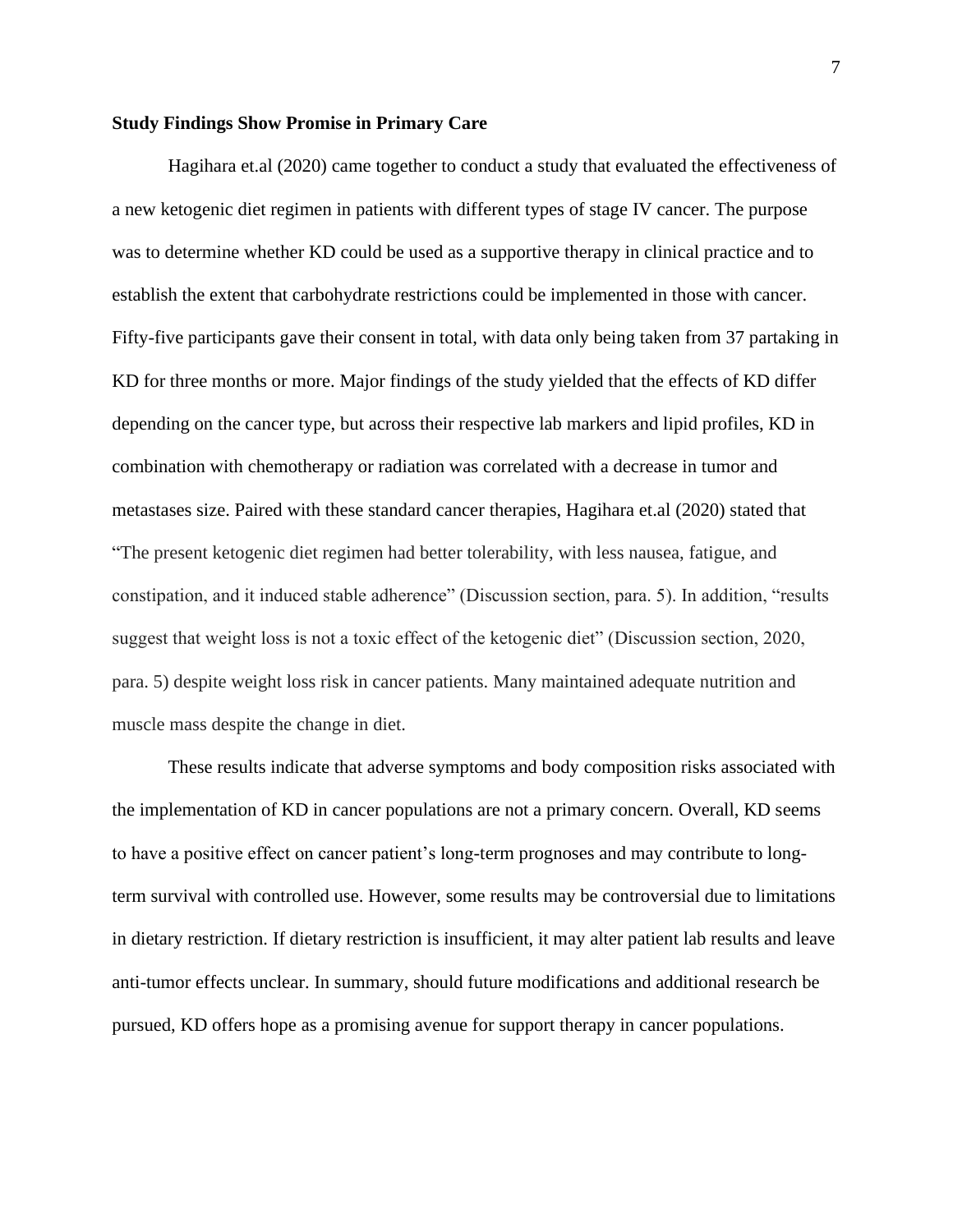**Study Findings Show Promise in Primary Care**

Hagihara et.al (2020) came together to conduct a study that evaluated the effectiveness of a new ketogenic diet regimen in patients with different types of stage IV cancer. The purpose was to determine whether KD could be used as a supportive therapy in clinical practice and to establish the extent that carbohydrate restrictions could be implemented in those with cancer. Fifty-five participants gave their consent in total, with data only being taken from 37 partaking in KD for three months or more. Major findings of the study yielded that the effects of KD differ depending on the cancer type, but across their respective lab markers and lipid profiles, KD in combination with chemotherapy or radiation was correlated with a decrease in tumor and metastases size. Paired with these standard cancer therapies, Hagihara et.al (2020) stated that "The present ketogenic diet regimen had better tolerability, with less nausea, fatigue, and constipation, and it induced stable adherence" (Discussion section, para. 5). In addition, "results suggest that weight loss is not a toxic effect of the ketogenic diet" (Discussion section, 2020, para. 5) despite weight loss risk in cancer patients. Many maintained adequate nutrition and muscle mass despite the change in diet.

These results indicate that adverse symptoms and body composition risks associated with the implementation of KD in cancer populations are not a primary concern. Overall, KD seems to have a positive effect on cancer patient's long-term prognoses and may contribute to long-term survival with controlled use. However, some results may be controversial due to limitations in dietary restriction. If dietary restriction is insufficient, it may alter patient lab results and leave anti-tumor effects unclear. In summary, should future modifications and additional research be pursued, KD offers hope as a promising avenue for support therapy in cancer populations.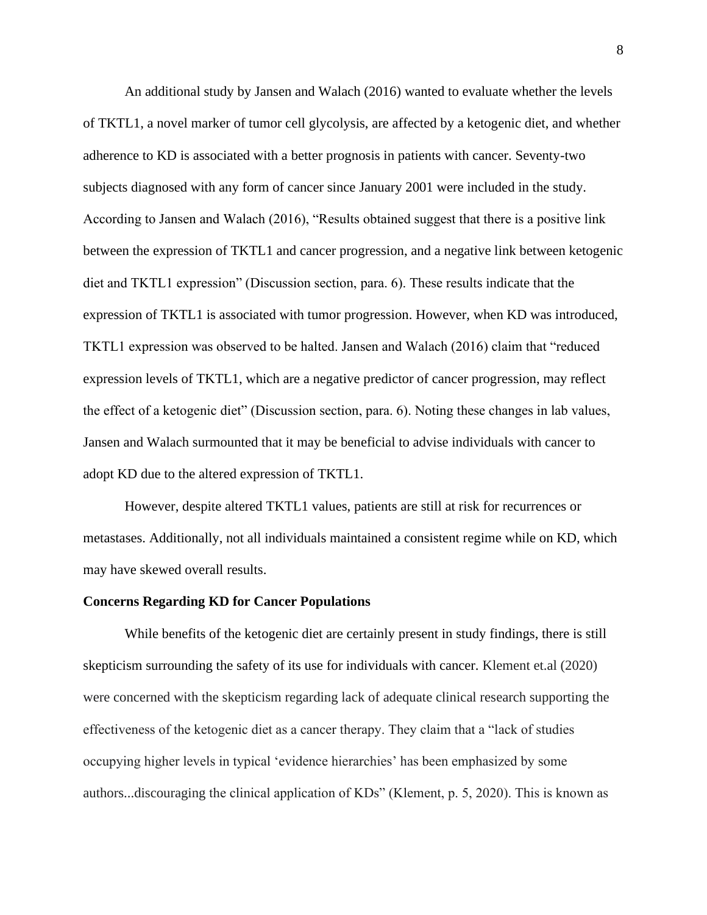An additional study by Jansen and Walach (2016) wanted to evaluate whether the levels of TKTL1, a novel marker of tumor cell glycolysis, are affected by a ketogenic diet, and whether adherence to KD is associated with a better prognosis in patients with cancer. Seventy-two subjects diagnosed with any form of cancer since January 2001 were included in the study. According to Jansen and Walach (2016), "Results obtained suggest that there is a positive link between the expression of TKTL1 and cancer progression, and a negative link between ketogenic diet and TKTL1 expression" (Discussion section, para. 6). These results indicate that the expression of TKTL1 is associated with tumor progression. However, when KD was introduced, TKTL1 expression was observed to be halted. Jansen and Walach (2016) claim that "reduced expression levels of TKTL1, which are a negative predictor of cancer progression, may reflect the effect of a ketogenic diet" (Discussion section, para. 6). Noting these changes in lab values, Jansen and Walach surmounted that it may be beneficial to advise individuals with cancer to adopt KD due to the altered expression of TKTL1.

However, despite altered TKTL1 values, patients are still at risk for recurrences or metastases. Additionally, not all individuals maintained a consistent regime while on KD, which may have skewed overall results.

**Concerns Regarding KD for Cancer Populations**

While benefits of the ketogenic diet are certainly present in study findings, there is still skepticism surrounding the safety of its use for individuals with cancer. Klement et.al (2020) were concerned with the skepticism regarding lack of adequate clinical research supporting the effectiveness of the ketogenic diet as a cancer therapy. They claim that a "lack of studies occupying higher levels in typical 'evidence hierarchies' has been emphasized by some authors...discouraging the clinical application of KDs" (Klement, p. 5, 2020). This is known as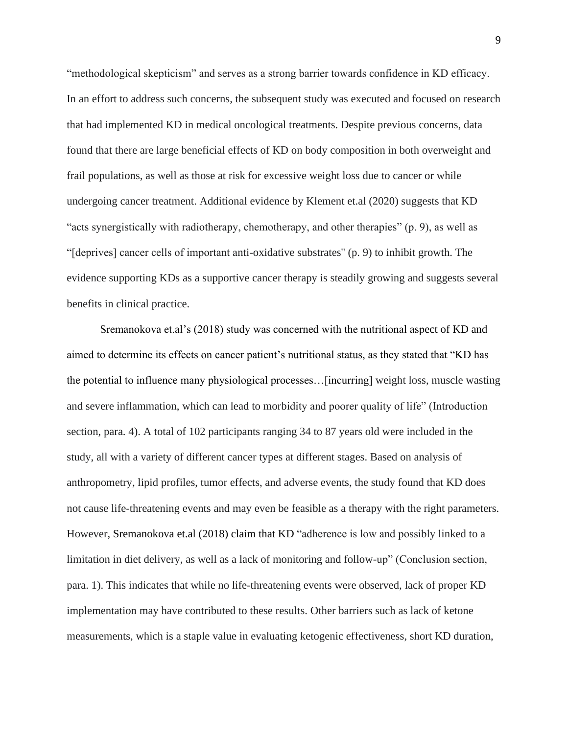"methodological skepticism" and serves as a strong barrier towards confidence in KD efficacy. In an effort to address such concerns, the subsequent study was executed and focused on research that had implemented KD in medical oncological treatments. Despite previous concerns, data found that there are large beneficial effects of KD on body composition in both overweight and frail populations, as well as those at risk for excessive weight loss due to cancer or while undergoing cancer treatment. Additional evidence by Klement et.al (2020) suggests that KD "acts synergistically with radiotherapy, chemotherapy, and other therapies" (p. 9), as well as "[deprives] cancer cells of important anti-oxidative substrates" (p. 9) to inhibit growth. The evidence supporting KDs as a supportive cancer therapy is steadily growing and suggests several benefits in clinical practice.

Sremanokova et.al's (2018) study was concerned with the nutritional aspect of KD and aimed to determine its effects on cancer patient's nutritional status, as they stated that "KD has the potential to influence many physiological processes…[incurring] weight loss, muscle wasting and severe inflammation, which can lead to morbidity and poorer quality of life" (Introduction section, para. 4). A total of 102 participants ranging 34 to 87 years old were included in the study, all with a variety of different cancer types at different stages. Based on analysis of anthropometry, lipid profiles, tumor effects, and adverse events, the study found that KD does not cause life-threatening events and may even be feasible as a therapy with the right parameters. However, Sremanokova et.al (2018) claim that KD "adherence is low and possibly linked to a limitation in diet delivery, as well as a lack of monitoring and follow-up" (Conclusion section, para. 1). This indicates that while no life-threatening events were observed, lack of proper KD implementation may have contributed to these results. Other barriers such as lack of ketone measurements, which is a staple value in evaluating ketogenic effectiveness, short KD duration,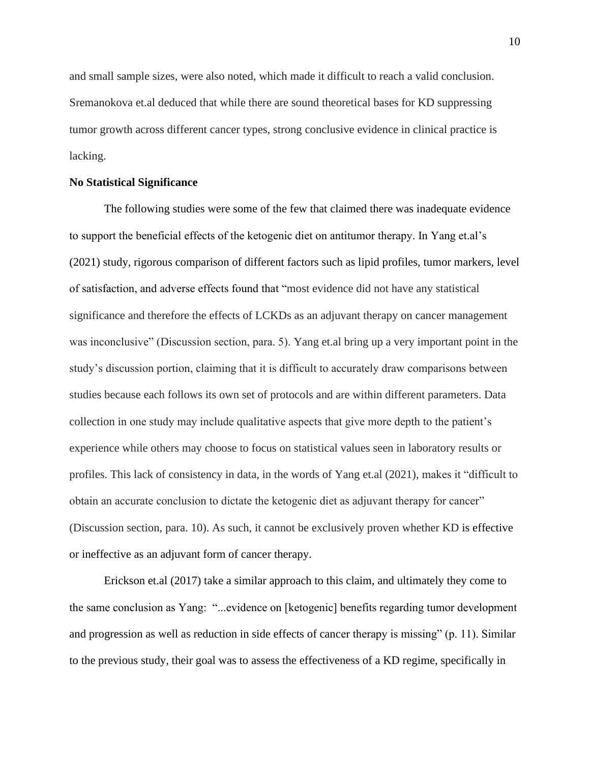and small sample sizes, were also noted, which made it difficult to reach a valid conclusion. Sremanokova et.al deduced that while there are sound theoretical bases for KD suppressing tumor growth across different cancer types, strong conclusive evidence in clinical practice is lacking.

**No Statistical Significance**

The following studies were some of the few that claimed there was inadequate evidence to support the beneficial effects of the ketogenic diet on antitumor therapy. In Yang et.al's (2021) study, rigorous comparison of different factors such as lipid profiles, tumor markers, level of satisfaction, and adverse effects found that "most evidence did not have any statistical significance and therefore the effects of LCKDs as an adjuvant therapy on cancer management was inconclusive" (Discussion section, para. 5). Yang et.al bring up a very important point in the study's discussion portion, claiming that it is difficult to accurately draw comparisons between studies because each follows its own set of protocols and are within different parameters. Data collection in one study may include qualitative aspects that give more depth to the patient's experience while others may choose to focus on statistical values seen in laboratory results or profiles. This lack of consistency in data, in the words of Yang et.al (2021), makes it "difficult to obtain an accurate conclusion to dictate the ketogenic diet as adjuvant therapy for cancer" (Discussion section, para. 10). As such, it cannot be exclusively proven whether KD is effective or ineffective as an adjuvant form of cancer therapy.

Erickson et.al (2017) take a similar approach to this claim, and ultimately they come to the same conclusion as Yang: "...evidence on [ketogenic] benefits regarding tumor development and progression as well as reduction in side effects of cancer therapy is missing" (p. 11). Similar to the previous study, their goal was to assess the effectiveness of a KD regime, specifically in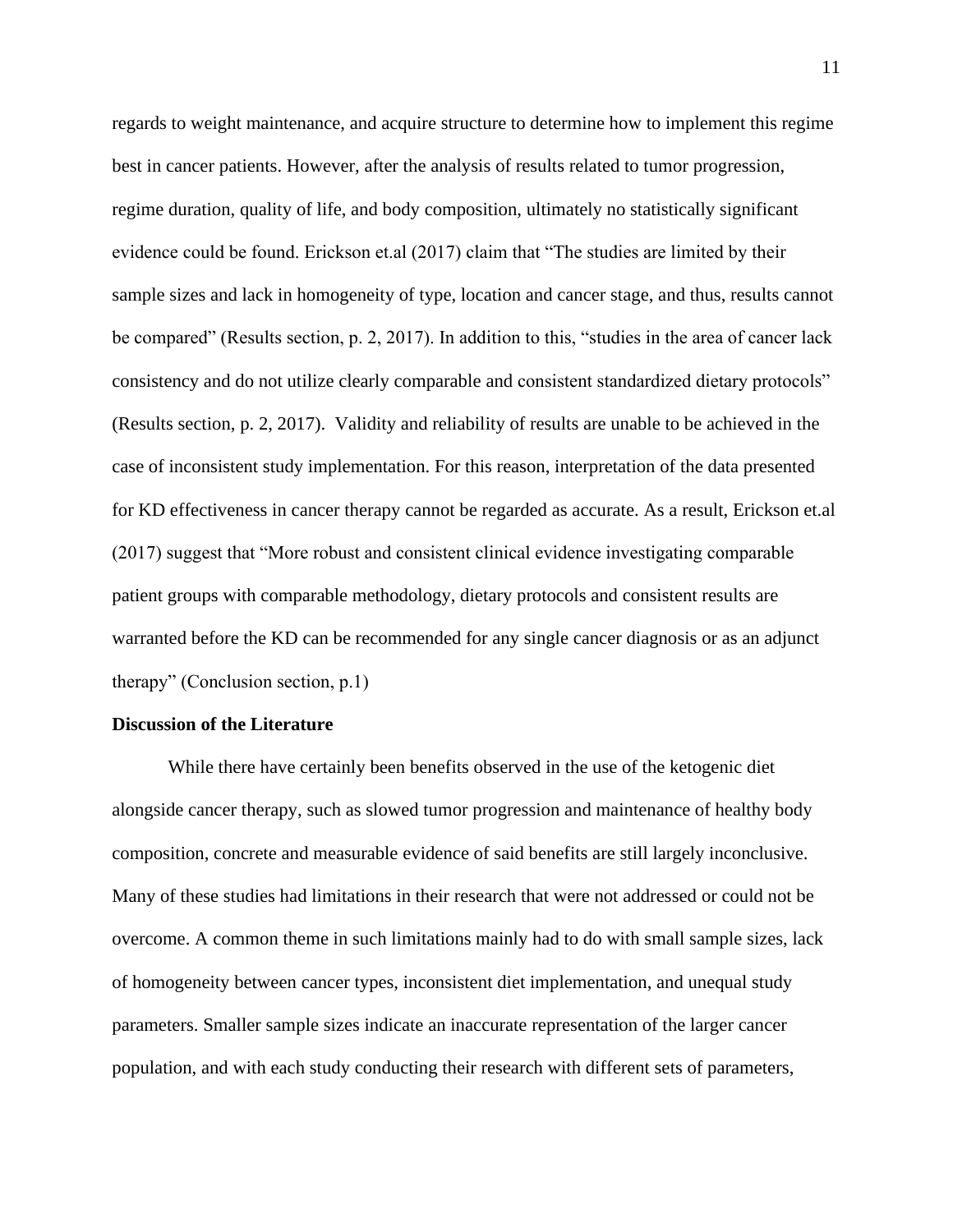regards to weight maintenance, and acquire structure to determine how to implement this regime best in cancer patients. However, after the analysis of results related to tumor progression, regime duration, quality of life, and body composition, ultimately no statistically significant evidence could be found. Erickson et.al (2017) claim that "The studies are limited by their sample sizes and lack in homogeneity of type, location and cancer stage, and thus, results cannot be compared" (Results section, p. 2, 2017). In addition to this, "studies in the area of cancer lack consistency and do not utilize clearly comparable and consistent standardized dietary protocols" (Results section, p. 2, 2017). Validity and reliability of results are unable to be achieved in the case of inconsistent study implementation. For this reason, interpretation of the data presented for KD effectiveness in cancer therapy cannot be regarded as accurate. As a result, Erickson et.al (2017) suggest that "More robust and consistent clinical evidence investigating comparable patient groups with comparable methodology, dietary protocols and consistent results are warranted before the KD can be recommended for any single cancer diagnosis or as an adjunct therapy" (Conclusion section, p.1)

**Discussion of the Literature**

While there have certainly been benefits observed in the use of the ketogenic diet alongside cancer therapy, such as slowed tumor progression and maintenance of healthy body composition, concrete and measurable evidence of said benefits are still largely inconclusive. Many of these studies had limitations in their research that were not addressed or could not be overcome. A common theme in such limitations mainly had to do with small sample sizes, lack of homogeneity between cancer types, inconsistent diet implementation, and unequal study parameters. Smaller sample sizes indicate an inaccurate representation of the larger cancer population, and with each study conducting their research with different sets of parameters,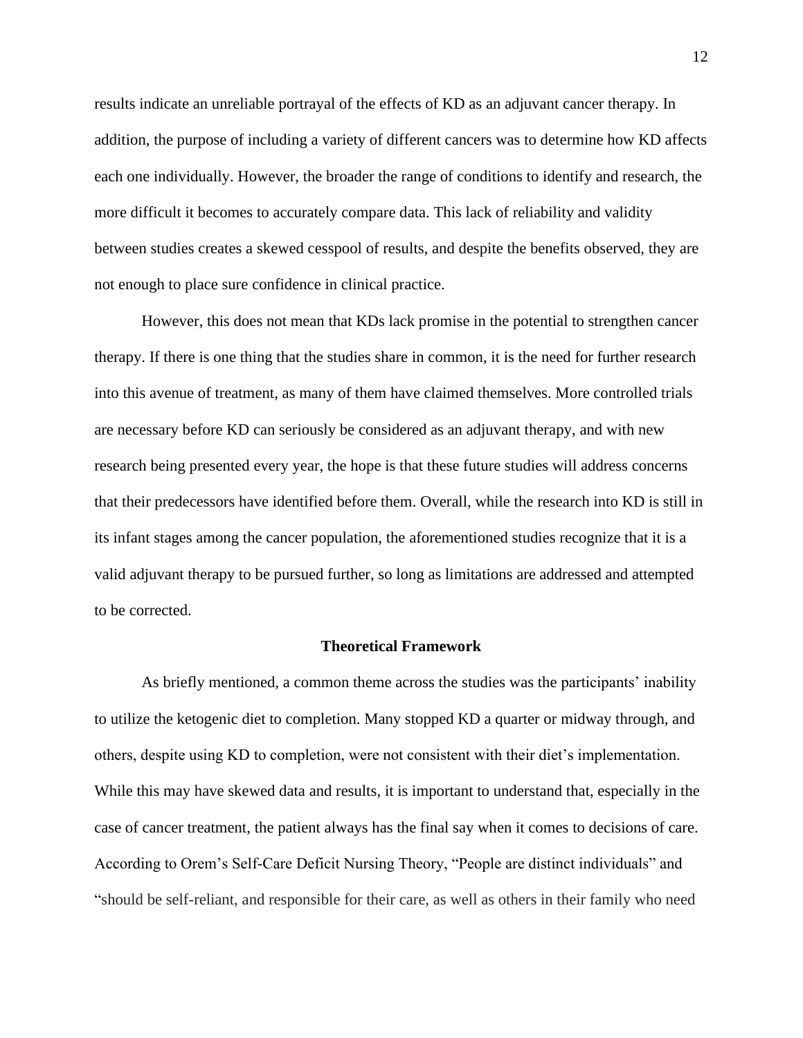results indicate an unreliable portrayal of the effects of KD as an adjuvant cancer therapy. In addition, the purpose of including a variety of different cancers was to determine how KD affects each one individually. However, the broader the range of conditions to identify and research, the more difficult it becomes to accurately compare data. This lack of reliability and validity between studies creates a skewed cesspool of results, and despite the benefits observed, they are not enough to place sure confidence in clinical practice.

However, this does not mean that KDs lack promise in the potential to strengthen cancer therapy. If there is one thing that the studies share in common, it is the need for further research into this avenue of treatment, as many of them have claimed themselves. More controlled trials are necessary before KD can seriously be considered as an adjuvant therapy, and with new research being presented every year, the hope is that these future studies will address concerns that their predecessors have identified before them. Overall, while the research into KD is still in its infant stages among the cancer population, the aforementioned studies recognize that it is a valid adjuvant therapy to be pursued further, so long as limitations are addressed and attempted to be corrected.

## Theoretical Framework

As briefly mentioned, a common theme across the studies was the participants' inability to utilize the ketogenic diet to completion. Many stopped KD a quarter or midway through, and others, despite using KD to completion, were not consistent with their diet's implementation. While this may have skewed data and results, it is important to understand that, especially in the case of cancer treatment, the patient always has the final say when it comes to decisions of care. According to Orem's Self-Care Deficit Nursing Theory, "People are distinct individuals" and "should be self-reliant, and responsible for their care, as well as others in their family who need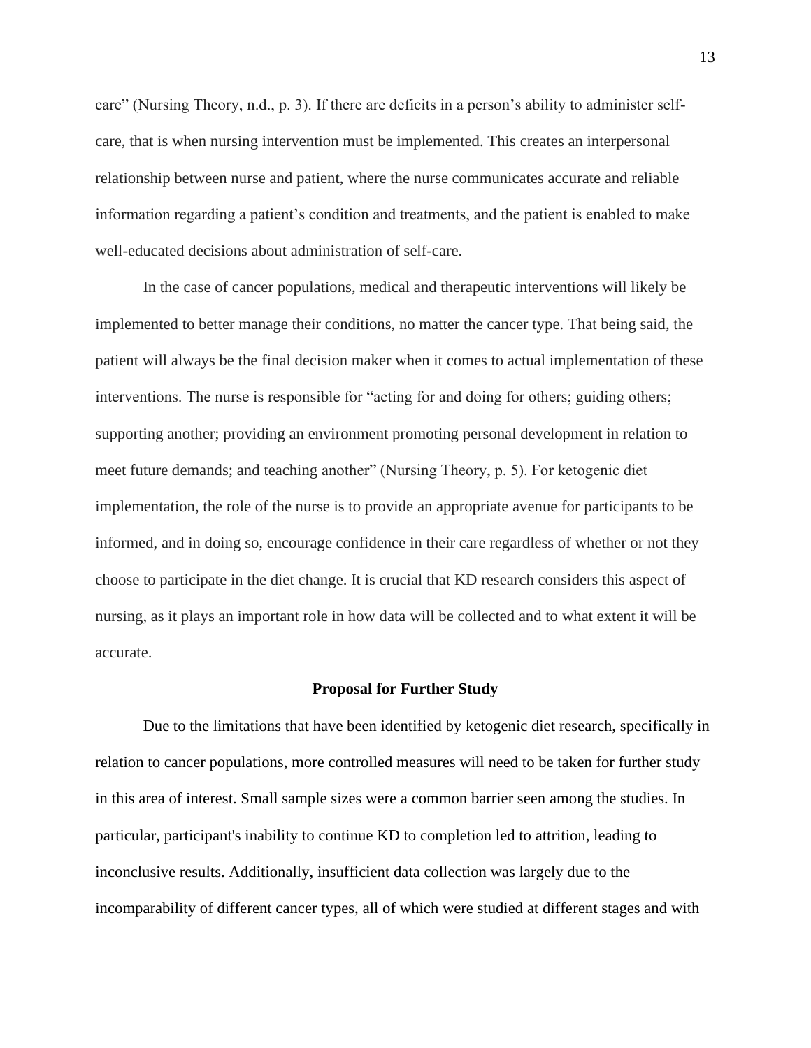care" (Nursing Theory, n.d., p. 3). If there are deficits in a person's ability to administer self-care, that is when nursing intervention must be implemented. This creates an interpersonal relationship between nurse and patient, where the nurse communicates accurate and reliable information regarding a patient's condition and treatments, and the patient is enabled to make well-educated decisions about administration of self-care.

In the case of cancer populations, medical and therapeutic interventions will likely be implemented to better manage their conditions, no matter the cancer type. That being said, the patient will always be the final decision maker when it comes to actual implementation of these interventions. The nurse is responsible for "acting for and doing for others; guiding others; supporting another; providing an environment promoting personal development in relation to meet future demands; and teaching another" (Nursing Theory, p. 5). For ketogenic diet implementation, the role of the nurse is to provide an appropriate avenue for participants to be informed, and in doing so, encourage confidence in their care regardless of whether or not they choose to participate in the diet change. It is crucial that KD research considers this aspect of nursing, as it plays an important role in how data will be collected and to what extent it will be accurate.

## Proposal for Further Study

Due to the limitations that have been identified by ketogenic diet research, specifically in relation to cancer populations, more controlled measures will need to be taken for further study in this area of interest. Small sample sizes were a common barrier seen among the studies. In particular, participant's inability to continue KD to completion led to attrition, leading to inconclusive results. Additionally, insufficient data collection was largely due to the incomparability of different cancer types, all of which were studied at different stages and with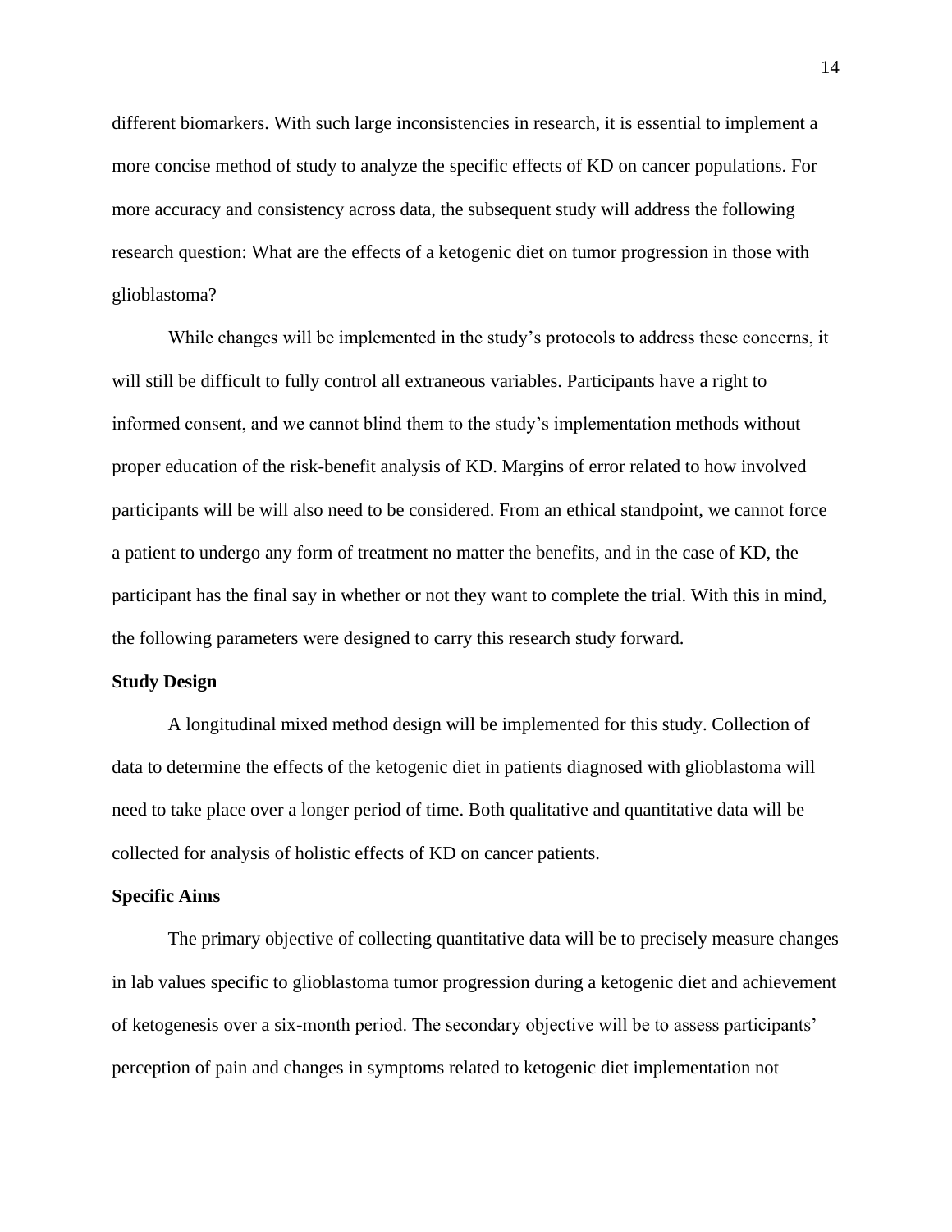different biomarkers. With such large inconsistencies in research, it is essential to implement a more concise method of study to analyze the specific effects of KD on cancer populations. For more accuracy and consistency across data, the subsequent study will address the following research question: What are the effects of a ketogenic diet on tumor progression in those with glioblastoma?

While changes will be implemented in the study's protocols to address these concerns, it will still be difficult to fully control all extraneous variables. Participants have a right to informed consent, and we cannot blind them to the study's implementation methods without proper education of the risk-benefit analysis of KD. Margins of error related to how involved participants will be will also need to be considered. From an ethical standpoint, we cannot force a patient to undergo any form of treatment no matter the benefits, and in the case of KD, the participant has the final say in whether or not they want to complete the trial. With this in mind, the following parameters were designed to carry this research study forward.

**Study Design**

A longitudinal mixed method design will be implemented for this study. Collection of data to determine the effects of the ketogenic diet in patients diagnosed with glioblastoma will need to take place over a longer period of time. Both qualitative and quantitative data will be collected for analysis of holistic effects of KD on cancer patients.

**Specific Aims**

The primary objective of collecting quantitative data will be to precisely measure changes in lab values specific to glioblastoma tumor progression during a ketogenic diet and achievement of ketogenesis over a six-month period. The secondary objective will be to assess participants' perception of pain and changes in symptoms related to ketogenic diet implementation not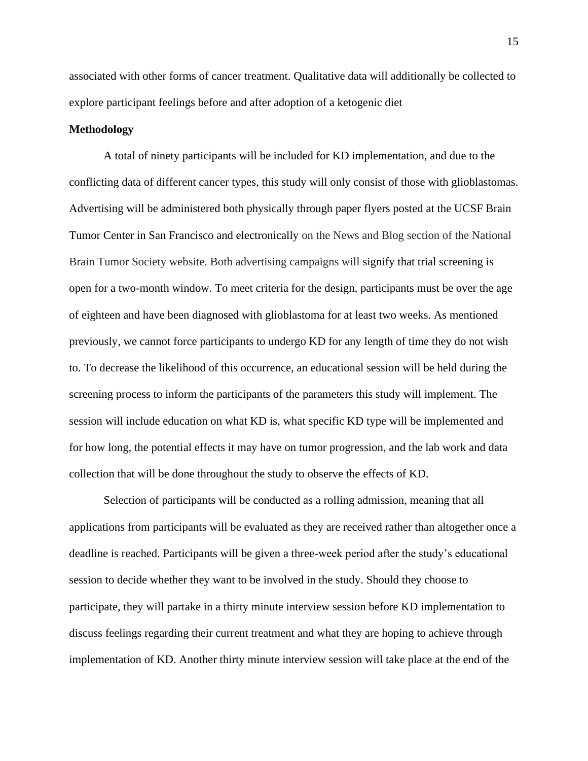associated with other forms of cancer treatment. Qualitative data will additionally be collected to explore participant feelings before and after adoption of a ketogenic diet

**Methodology**

A total of ninety participants will be included for KD implementation, and due to the conflicting data of different cancer types, this study will only consist of those with glioblastomas. Advertising will be administered both physically through paper flyers posted at the UCSF Brain Tumor Center in San Francisco and electronically on the News and Blog section of the National Brain Tumor Society website. Both advertising campaigns will signify that trial screening is open for a two-month window. To meet criteria for the design, participants must be over the age of eighteen and have been diagnosed with glioblastoma for at least two weeks. As mentioned previously, we cannot force participants to undergo KD for any length of time they do not wish to. To decrease the likelihood of this occurrence, an educational session will be held during the screening process to inform the participants of the parameters this study will implement. The session will include education on what KD is, what specific KD type will be implemented and for how long, the potential effects it may have on tumor progression, and the lab work and data collection that will be done throughout the study to observe the effects of KD.

Selection of participants will be conducted as a rolling admission, meaning that all applications from participants will be evaluated as they are received rather than altogether once a deadline is reached. Participants will be given a three-week period after the study's educational session to decide whether they want to be involved in the study. Should they choose to participate, they will partake in a thirty minute interview session before KD implementation to discuss feelings regarding their current treatment and what they are hoping to achieve through implementation of KD. Another thirty minute interview session will take place at the end of the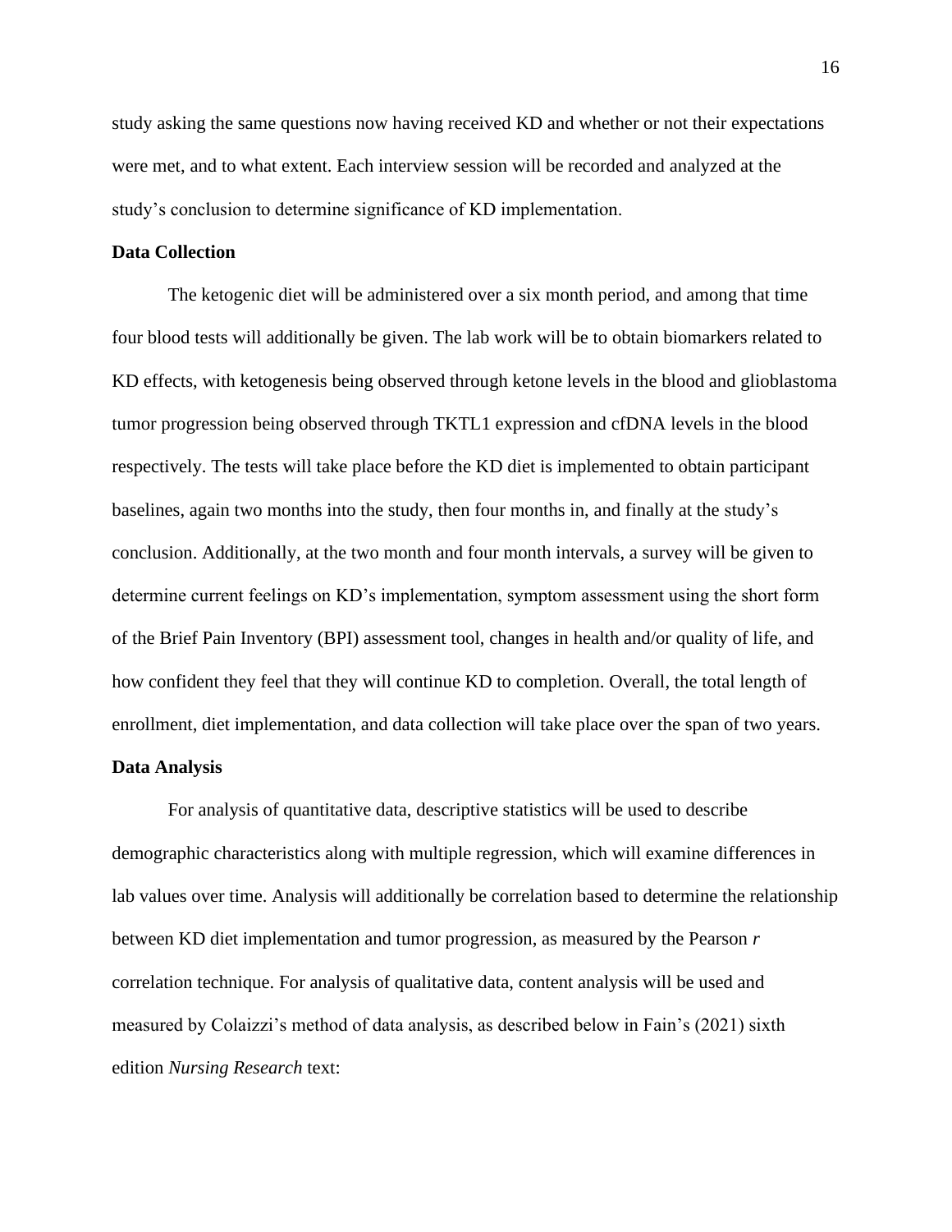study asking the same questions now having received KD and whether or not their expectations were met, and to what extent. Each interview session will be recorded and analyzed at the study's conclusion to determine significance of KD implementation.

**Data Collection**

The ketogenic diet will be administered over a six month period, and among that time four blood tests will additionally be given. The lab work will be to obtain biomarkers related to KD effects, with ketogenesis being observed through ketone levels in the blood and glioblastoma tumor progression being observed through TKTL1 expression and cfDNA levels in the blood respectively. The tests will take place before the KD diet is implemented to obtain participant baselines, again two months into the study, then four months in, and finally at the study's conclusion. Additionally, at the two month and four month intervals, a survey will be given to determine current feelings on KD's implementation, symptom assessment using the short form of the Brief Pain Inventory (BPI) assessment tool, changes in health and/or quality of life, and how confident they feel that they will continue KD to completion. Overall, the total length of enrollment, diet implementation, and data collection will take place over the span of two years.

**Data Analysis**

For analysis of quantitative data, descriptive statistics will be used to describe demographic characteristics along with multiple regression, which will examine differences in lab values over time. Analysis will additionally be correlation based to determine the relationship between KD diet implementation and tumor progression, as measured by the Pearson *r* correlation technique. For analysis of qualitative data, content analysis will be used and measured by Colaizzi's method of data analysis, as described below in Fain's (2021) sixth edition *Nursing Research* text: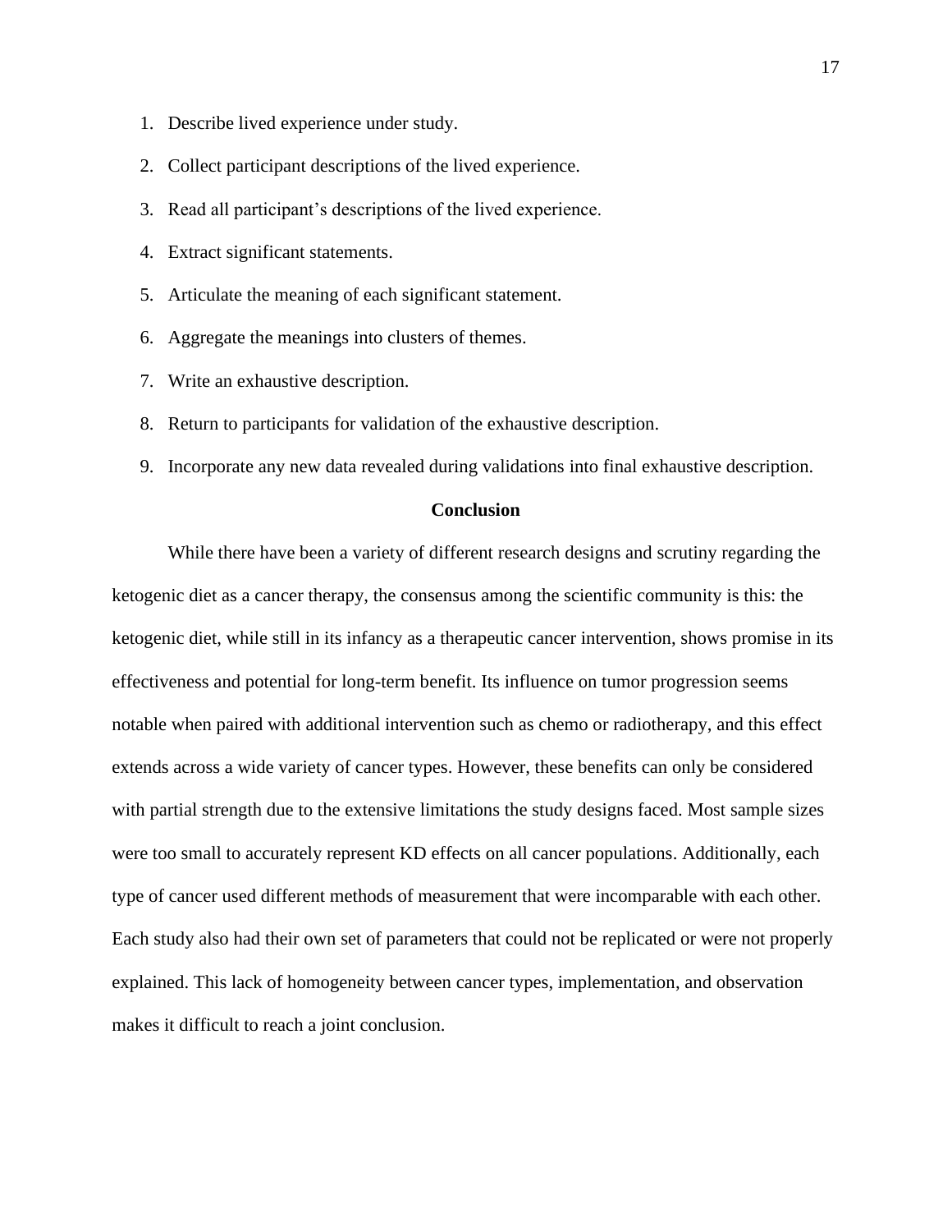1. Describe lived experience under study.
2. Collect participant descriptions of the lived experience.
3. Read all participant's descriptions of the lived experience.
4. Extract significant statements.
5. Articulate the meaning of each significant statement.
6. Aggregate the meanings into clusters of themes.
7. Write an exhaustive description.
8. Return to participants for validation of the exhaustive description.
9. Incorporate any new data revealed during validations into final exhaustive description.

## Conclusion

While there have been a variety of different research designs and scrutiny regarding the ketogenic diet as a cancer therapy, the consensus among the scientific community is this: the ketogenic diet, while still in its infancy as a therapeutic cancer intervention, shows promise in its effectiveness and potential for long-term benefit. Its influence on tumor progression seems notable when paired with additional intervention such as chemo or radiotherapy, and this effect extends across a wide variety of cancer types. However, these benefits can only be considered with partial strength due to the extensive limitations the study designs faced. Most sample sizes were too small to accurately represent KD effects on all cancer populations. Additionally, each type of cancer used different methods of measurement that were incomparable with each other. Each study also had their own set of parameters that could not be replicated or were not properly explained. This lack of homogeneity between cancer types, implementation, and observation makes it difficult to reach a joint conclusion.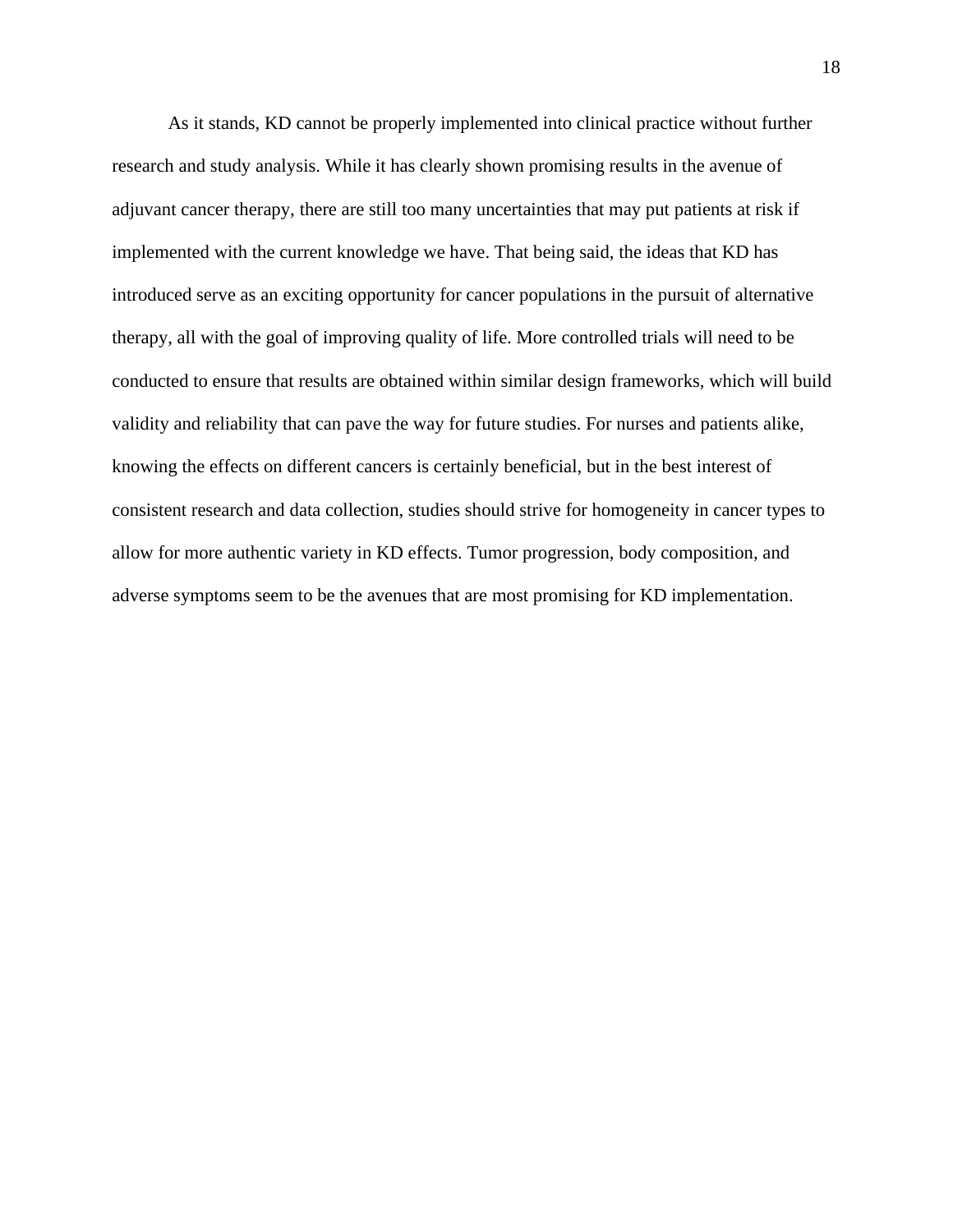As it stands, KD cannot be properly implemented into clinical practice without further research and study analysis. While it has clearly shown promising results in the avenue of adjuvant cancer therapy, there are still too many uncertainties that may put patients at risk if implemented with the current knowledge we have. That being said, the ideas that KD has introduced serve as an exciting opportunity for cancer populations in the pursuit of alternative therapy, all with the goal of improving quality of life. More controlled trials will need to be conducted to ensure that results are obtained within similar design frameworks, which will build validity and reliability that can pave the way for future studies. For nurses and patients alike, knowing the effects on different cancers is certainly beneficial, but in the best interest of consistent research and data collection, studies should strive for homogeneity in cancer types to allow for more authentic variety in KD effects. Tumor progression, body composition, and adverse symptoms seem to be the avenues that are most promising for KD implementation.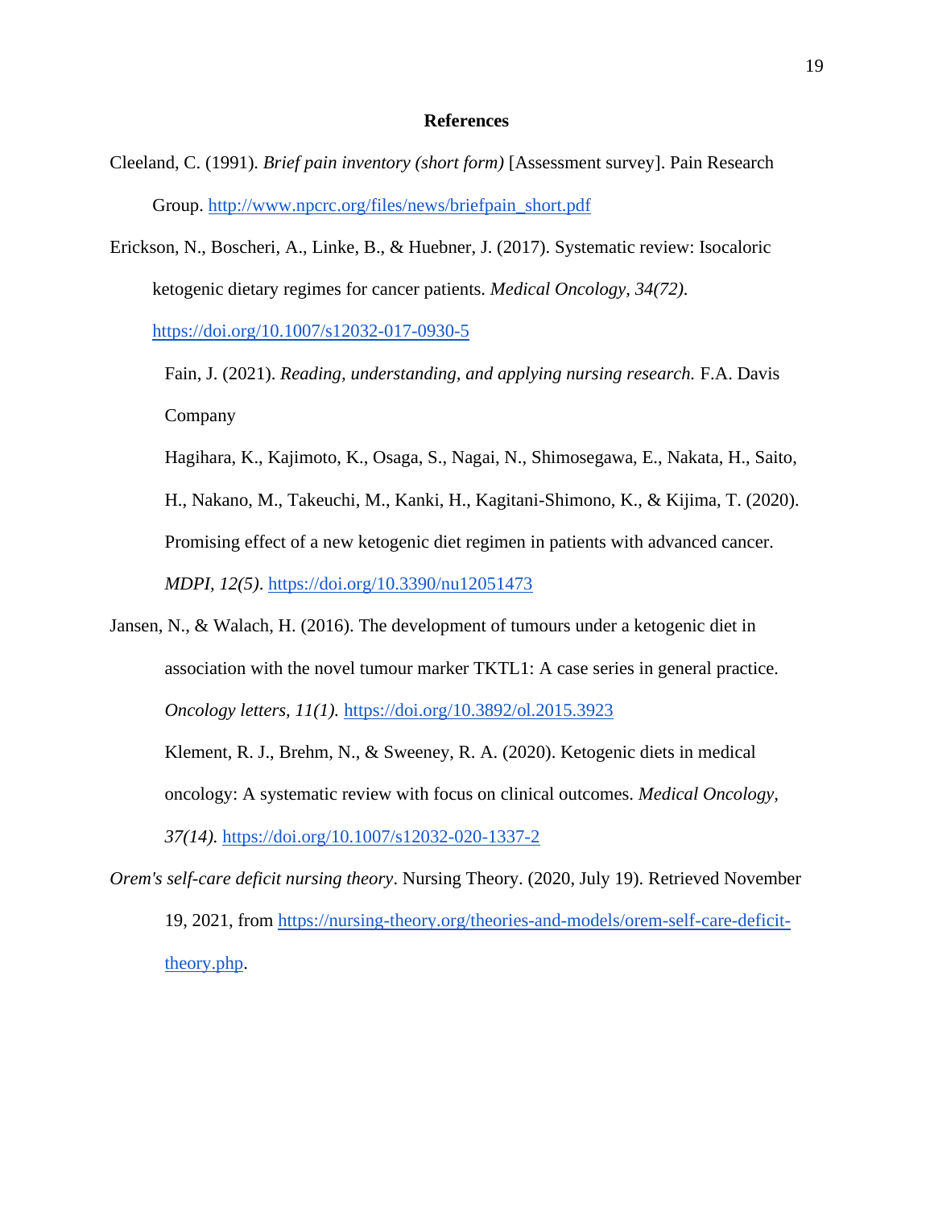# References

Cleeland, C. (1991). *Brief pain inventory (short form)* [Assessment survey]. Pain Research Group. http://www.npcrc.org/files/news/briefpain_short.pdf

Erickson, N., Boscheri, A., Linke, B., & Huebner, J. (2017). Systematic review: Isocaloric ketogenic dietary regimes for cancer patients. *Medical Oncology, 34(72).* https://doi.org/10.1007/s12032-017-0930-5

Fain, J. (2021). *Reading, understanding, and applying nursing research.* F.A. Davis Company

Hagihara, K., Kajimoto, K., Osaga, S., Nagai, N., Shimosegawa, E., Nakata, H., Saito, H., Nakano, M., Takeuchi, M., Kanki, H., Kagitani-Shimono, K., & Kijima, T. (2020). Promising effect of a new ketogenic diet regimen in patients with advanced cancer. *MDPI, 12(5)*. https://doi.org/10.3390/nu12051473

Jansen, N., & Walach, H. (2016). The development of tumours under a ketogenic diet in association with the novel tumour marker TKTL1: A case series in general practice. *Oncology letters, 11(1).* https://doi.org/10.3892/ol.2015.3923

Klement, R. J., Brehm, N., & Sweeney, R. A. (2020). Ketogenic diets in medical oncology: A systematic review with focus on clinical outcomes. *Medical Oncology, 37(14).* https://doi.org/10.1007/s12032-020-1337-2

*Orem's self-care deficit nursing theory*. Nursing Theory. (2020, July 19). Retrieved November 19, 2021, from https://nursing-theory.org/theories-and-models/orem-self-care-deficit-theory.php.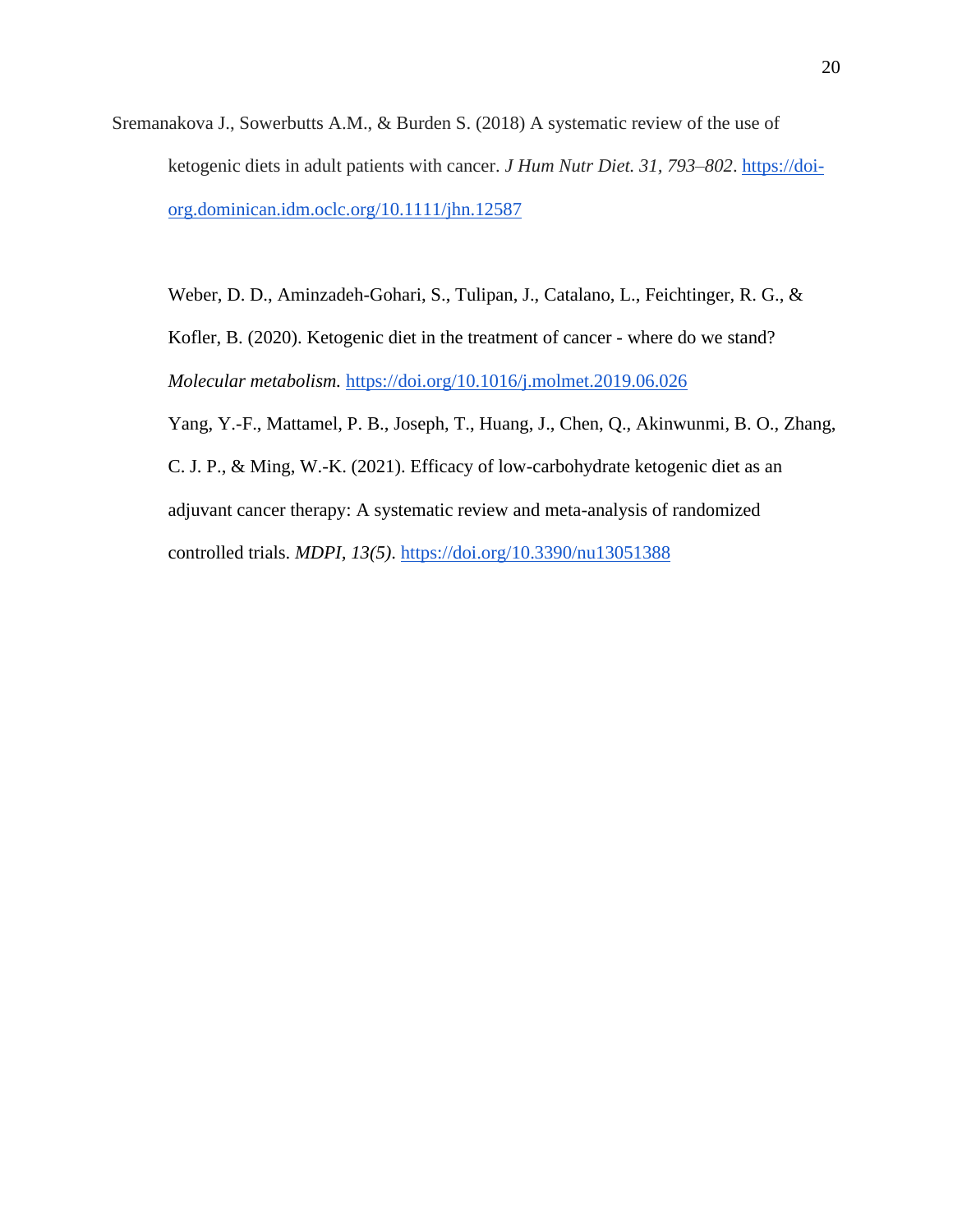Sremanakova J., Sowerbutts A.M., & Burden S. (2018) A systematic review of the use of ketogenic diets in adult patients with cancer. *J Hum Nutr Diet. 31, 793–802*. https://doi-org.dominican.idm.oclc.org/10.1111/jhn.12587

Weber, D. D., Aminzadeh-Gohari, S., Tulipan, J., Catalano, L., Feichtinger, R. G., & Kofler, B. (2020). Ketogenic diet in the treatment of cancer - where do we stand? *Molecular metabolism.* https://doi.org/10.1016/j.molmet.2019.06.026

Yang, Y.-F., Mattamel, P. B., Joseph, T., Huang, J., Chen, Q., Akinwunmi, B. O., Zhang, C. J. P., & Ming, W.-K. (2021). Efficacy of low-carbohydrate ketogenic diet as an adjuvant cancer therapy: A systematic review and meta-analysis of randomized controlled trials. *MDPI*, *13(5)*. https://doi.org/10.3390/nu13051388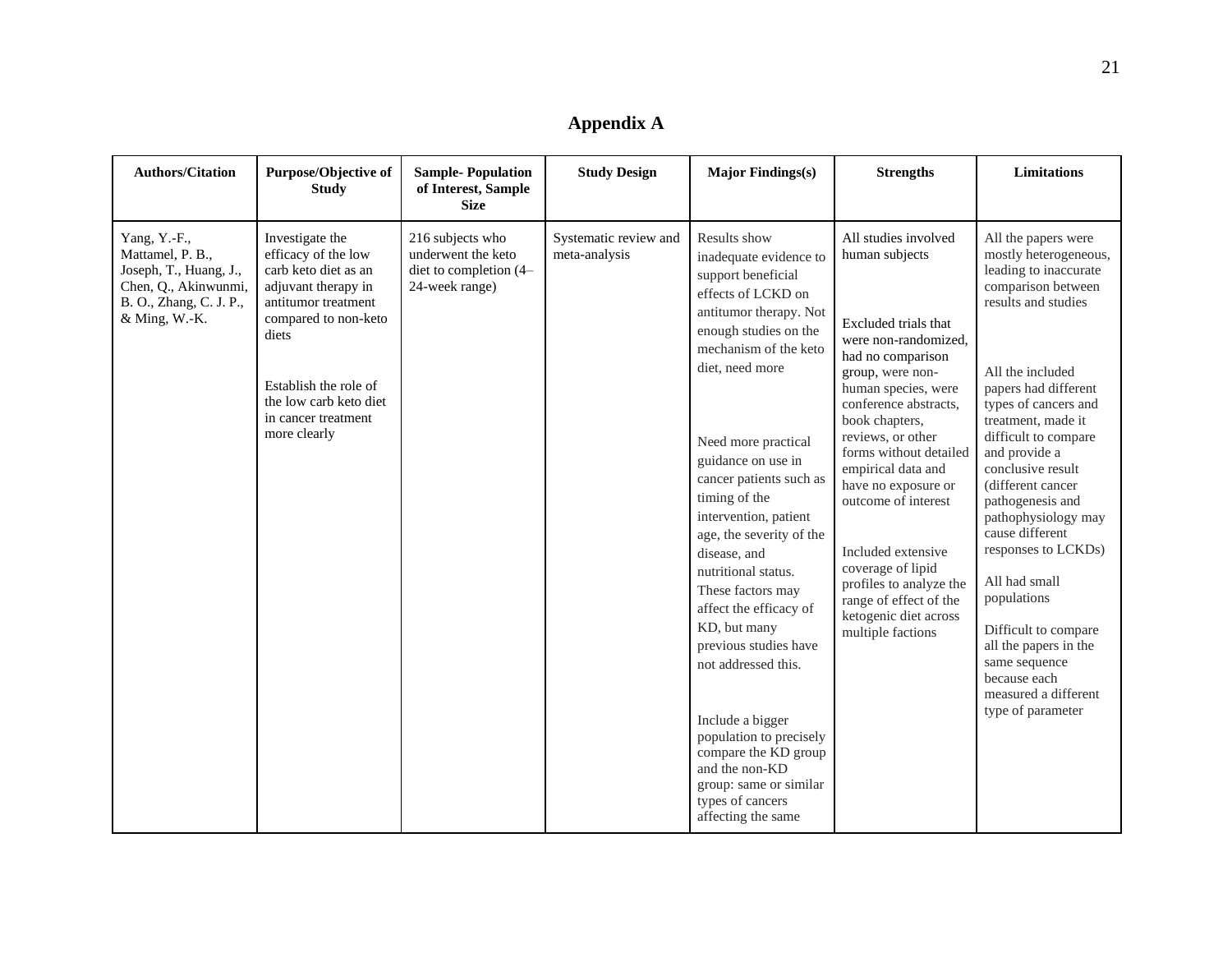# Appendix A

| Authors/Citation | Purpose/Objective of Study | Sample- Population of Interest, Sample Size | Study Design | Major Findings(s) | Strengths | Limitations |
|---|---|---|---|---|---|---|
| Yang, Y.-F., Mattamel, P. B., Joseph, T., Huang, J., Chen, Q., Akinwunmi, B. O., Zhang, C. J. P., & Ming, W.-K. | Investigate the efficacy of the low carb keto diet as an adjuvant therapy in antitumor treatment compared to non-keto diets<br><br>Establish the role of the low carb keto diet in cancer treatment more clearly | 216 subjects who underwent the keto diet to completion (4–24-week range) | Systematic review and meta-analysis | Results show inadequate evidence to support beneficial effects of LCKD on antitumor therapy. Not enough studies on the mechanism of the keto diet, need more<br><br>Need more practical guidance on use in cancer patients such as timing of the intervention, patient age, the severity of the disease, and nutritional status. These factors may affect the efficacy of KD, but many previous studies have not addressed this.<br><br>Include a bigger population to precisely compare the KD group and the non-KD group: same or similar types of cancers affecting the same | All studies involved human subjects<br><br>Excluded trials that were non-randomized, had no comparison group, were non-human species, were conference abstracts, book chapters, reviews, or other forms without detailed empirical data and have no exposure or outcome of interest<br><br>Included extensive coverage of lipid profiles to analyze the range of effect of the ketogenic diet across multiple factions | All the papers were mostly heterogeneous, leading to inaccurate comparison between results and studies<br><br>All the included papers had different types of cancers and treatment, made it difficult to compare and provide a conclusive result (different cancer pathogenesis and pathophysiology may cause different responses to LCKDs)<br><br>All had small populations<br><br>Difficult to compare all the papers in the same sequence because each measured a different type of parameter |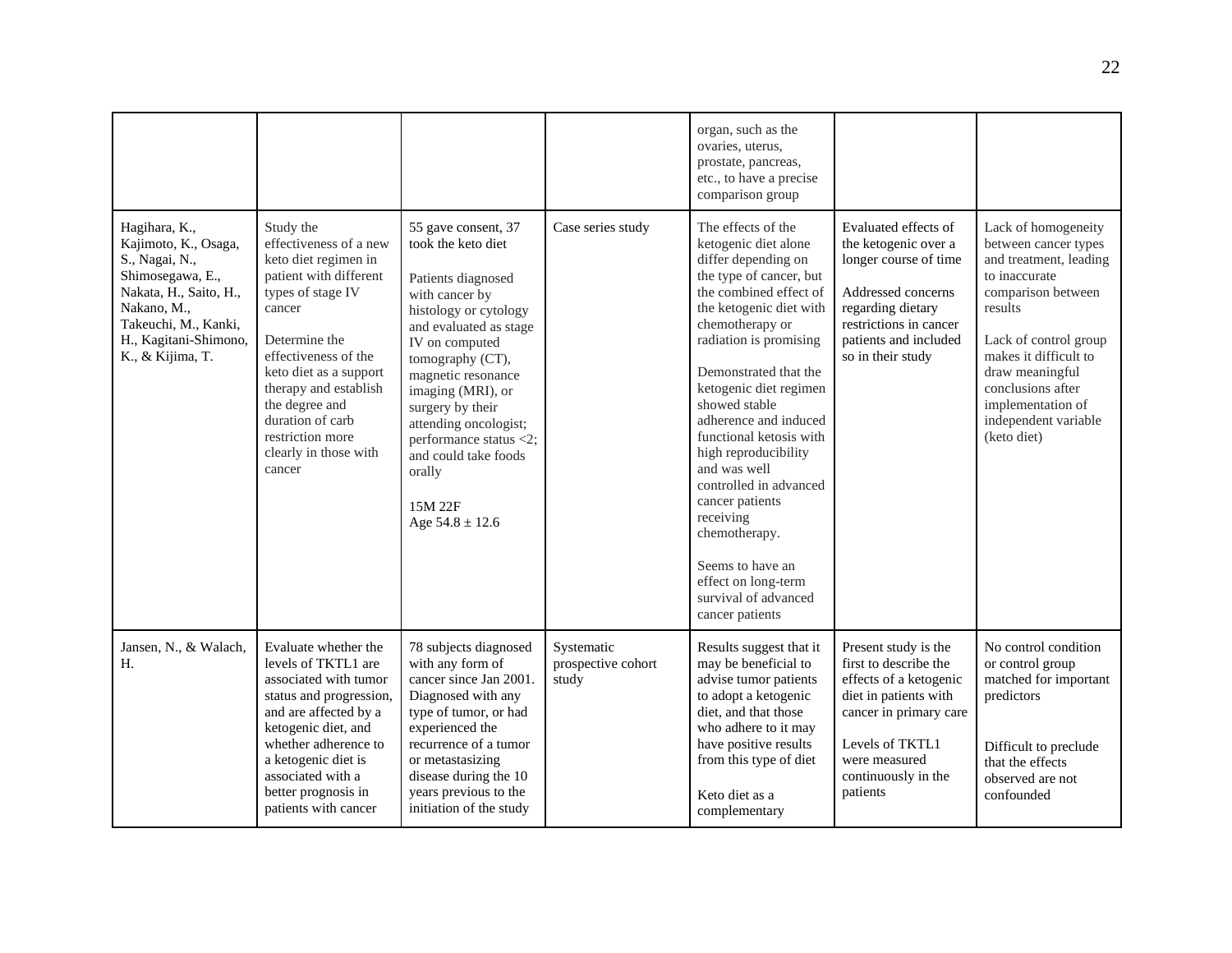| | | | | | | |
|---|---|---|---|---|---|---|
| | | | | organ, such as the ovaries, uterus, prostate, pancreas, etc., to have a precise comparison group | | |
| Hagihara, K., Kajimoto, K., Osaga, S., Nagai, N., Shimosegawa, E., Nakata, H., Saito, H., Nakano, M., Takeuchi, M., Kanki, H., Kagitani-Shimono, K., & Kijima, T. | Study the effectiveness of a new keto diet regimen in patient with different types of stage IV cancer<br><br>Determine the effectiveness of the keto diet as a support therapy and establish the degree and duration of carb restriction more clearly in those with cancer | 55 gave consent, 37 took the keto diet<br><br>Patients diagnosed with cancer by histology or cytology and evaluated as stage IV on computed tomography (CT), magnetic resonance imaging (MRI), or surgery by their attending oncologist; performance status <2; and could take foods orally<br><br>15M 22F<br>Age 54.8 ± 12.6 | Case series study | The effects of the ketogenic diet alone differ depending on the type of cancer, but the combined effect of the ketogenic diet with chemotherapy or radiation is promising<br><br>Demonstrated that the ketogenic diet regimen showed stable adherence and induced functional ketosis with high reproducibility and was well controlled in advanced cancer patients receiving chemotherapy.<br><br>Seems to have an effect on long-term survival of advanced cancer patients | Evaluated effects of the ketogenic over a longer course of time<br><br>Addressed concerns regarding dietary restrictions in cancer patients and included so in their study | Lack of homogeneity between cancer types and treatment, leading to inaccurate comparison between results<br><br>Lack of control group makes it difficult to draw meaningful conclusions after implementation of independent variable (keto diet) |
| Jansen, N., & Walach, H. | Evaluate whether the levels of TKTL1 are associated with tumor status and progression, and are affected by a ketogenic diet, and whether adherence to a ketogenic diet is associated with a better prognosis in patients with cancer | 78 subjects diagnosed with any form of cancer since Jan 2001. Diagnosed with any type of tumor, or had experienced the recurrence of a tumor or metastasizing disease during the 10 years previous to the initiation of the study | Systematic prospective cohort study | Results suggest that it may be beneficial to advise tumor patients to adopt a ketogenic diet, and that those who adhere to it may have positive results from this type of diet<br><br>Keto diet as a complementary | Present study is the first to describe the effects of a ketogenic diet in patients with cancer in primary care<br><br>Levels of TKTL1 were measured continuously in the patients | No control condition or control group matched for important predictors<br><br>Difficult to preclude that the effects observed are not confounded |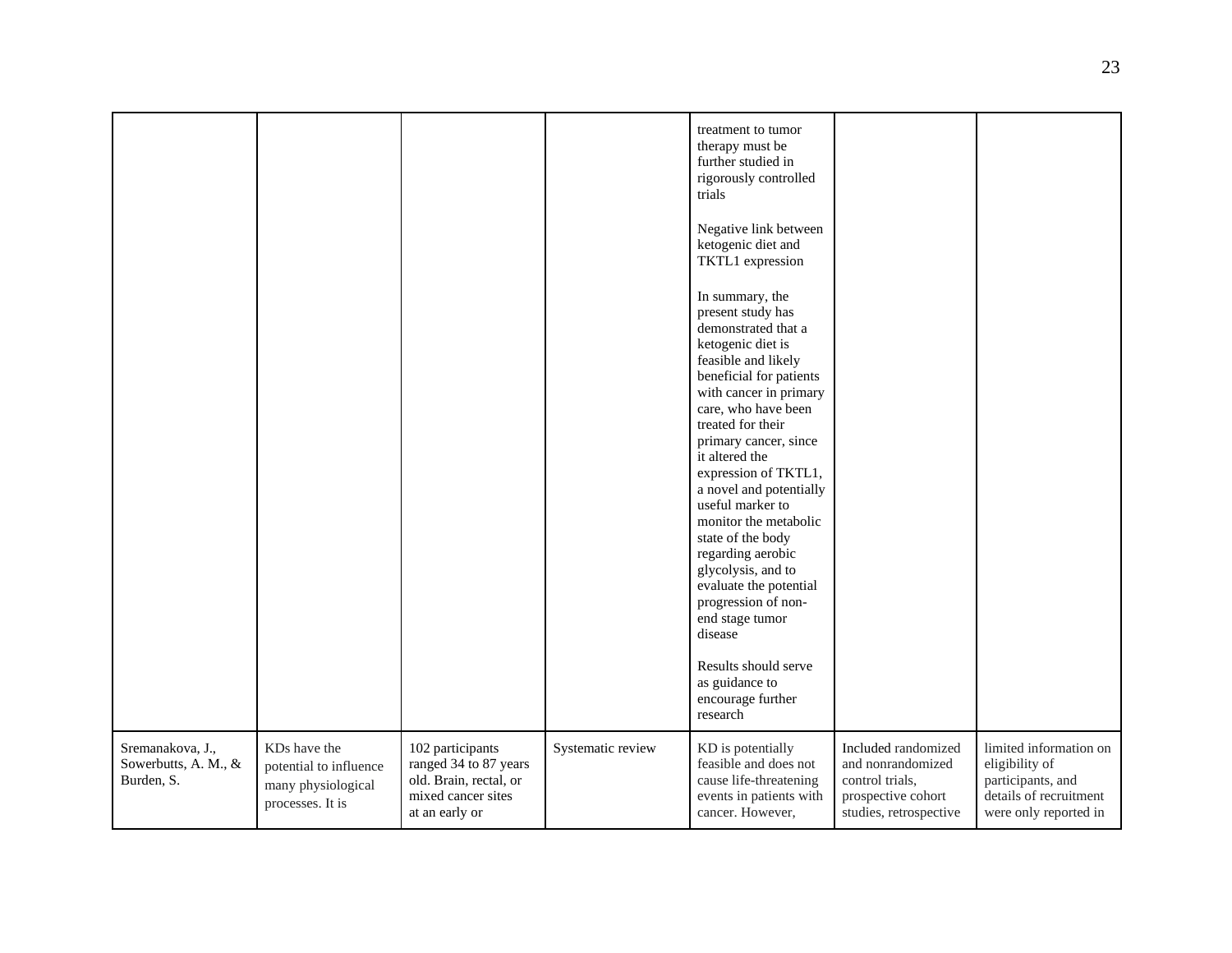| | | | | | | |
|---|---|---|---|---|---|---|
| | | | | treatment to tumor therapy must be further studied in rigorously controlled trials<br><br>Negative link between ketogenic diet and TKTL1 expression<br><br>In summary, the present study has demonstrated that a ketogenic diet is feasible and likely beneficial for patients with cancer in primary care, who have been treated for their primary cancer, since it altered the expression of TKTL1, a novel and potentially useful marker to monitor the metabolic state of the body regarding aerobic glycolysis, and to evaluate the potential progression of non-end stage tumor disease<br><br>Results should serve as guidance to encourage further research | | |
| Sremanakova, J., Sowerbutts, A. M., & Burden, S. | KDs have the potential to influence many physiological processes. It is | 102 participants ranged 34 to 87 years old. Brain, rectal, or mixed cancer sites at an early or | Systematic review | KD is potentially feasible and does not cause life-threatening events in patients with cancer. However, | Included randomized and nonrandomized control trials, prospective cohort studies, retrospective | limited information on eligibility of participants, and details of recruitment were only reported in |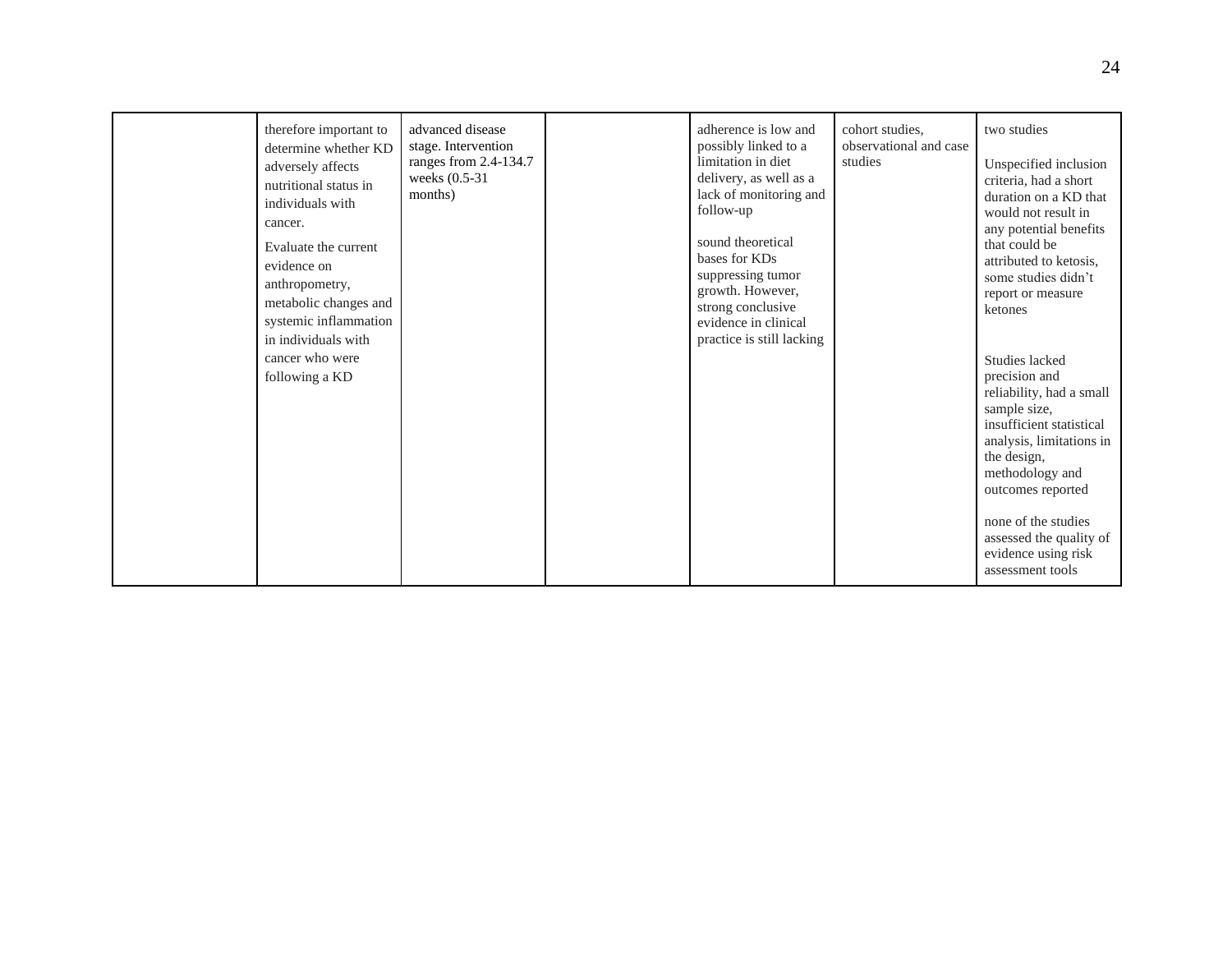| | | | | | | |
|---|---|---|---|---|---|---|
| | therefore important to determine whether KD adversely affects nutritional status in individuals with cancer.<br><br>Evaluate the current evidence on anthropometry, metabolic changes and systemic inflammation in individuals with cancer who were following a KD | advanced disease stage. Intervention ranges from 2.4-134.7 weeks (0.5-31 months) | | adherence is low and possibly linked to a limitation in diet delivery, as well as a lack of monitoring and follow-up<br><br>sound theoretical bases for KDs suppressing tumor growth. However, strong conclusive evidence in clinical practice is still lacking | cohort studies, observational and case studies | two studies<br><br>Unspecified inclusion criteria, had a short duration on a KD that would not result in any potential benefits that could be attributed to ketosis, some studies didn't report or measure ketones<br><br>Studies lacked precision and reliability, had a small sample size, insufficient statistical analysis, limitations in the design, methodology and outcomes reported<br><br>none of the studies assessed the quality of evidence using risk assessment tools |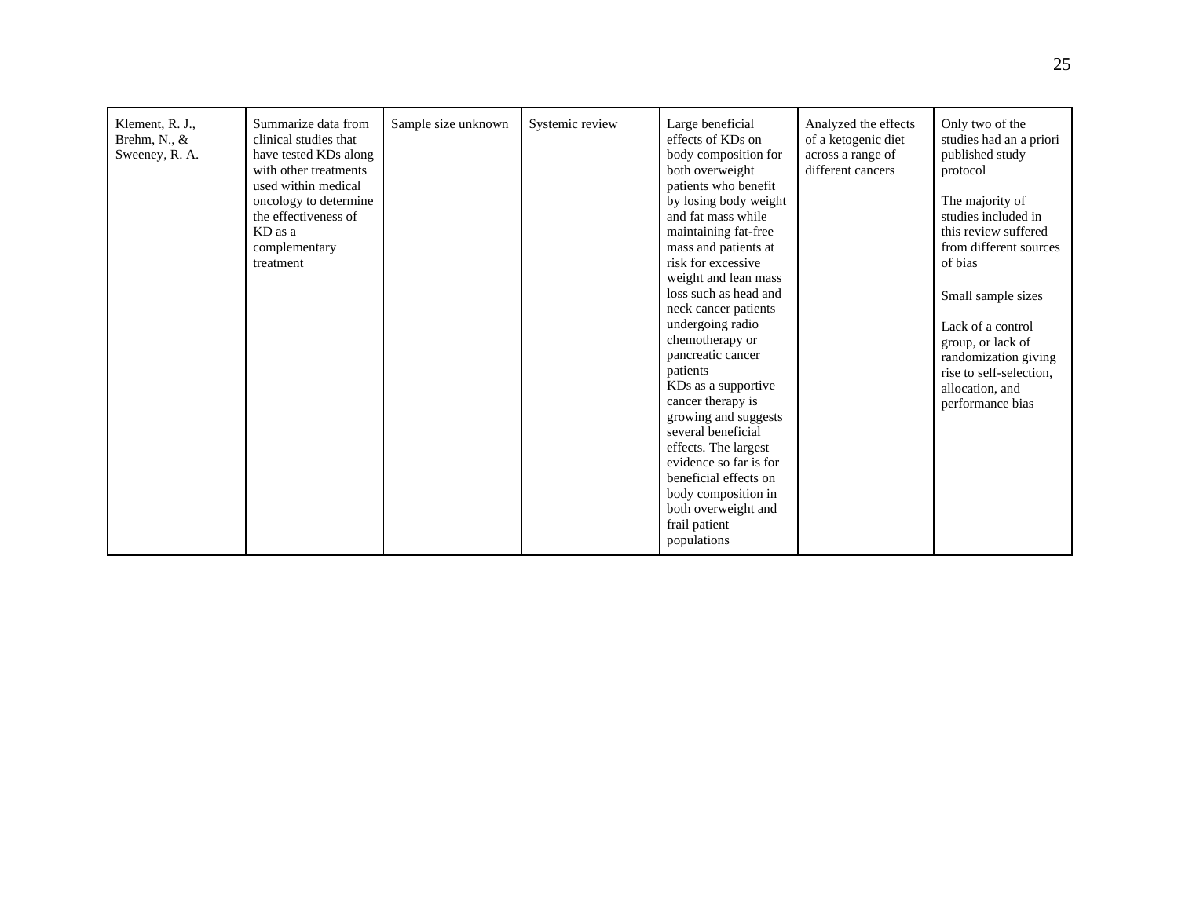| | | | | | | |
|---|---|---|---|---|---|---|
| Klement, R. J., Brehm, N., & Sweeney, R. A. | Summarize data from clinical studies that have tested KDs along with other treatments used within medical oncology to determine the effectiveness of KD as a complementary treatment | Sample size unknown | Systemic review | Large beneficial effects of KDs on body composition for both overweight patients who benefit by losing body weight and fat mass while maintaining fat-free mass and patients at risk for excessive weight and lean mass loss such as head and neck cancer patients undergoing radio chemotherapy or pancreatic cancer patients<br>KDs as a supportive cancer therapy is growing and suggests several beneficial effects. The largest evidence so far is for beneficial effects on body composition in both overweight and frail patient populations | Analyzed the effects of a ketogenic diet across a range of different cancers | Only two of the studies had an a priori published study protocol<br><br>The majority of studies included in this review suffered from different sources of bias<br><br>Small sample sizes<br><br>Lack of a control group, or lack of randomization giving rise to self-selection, allocation, and performance bias |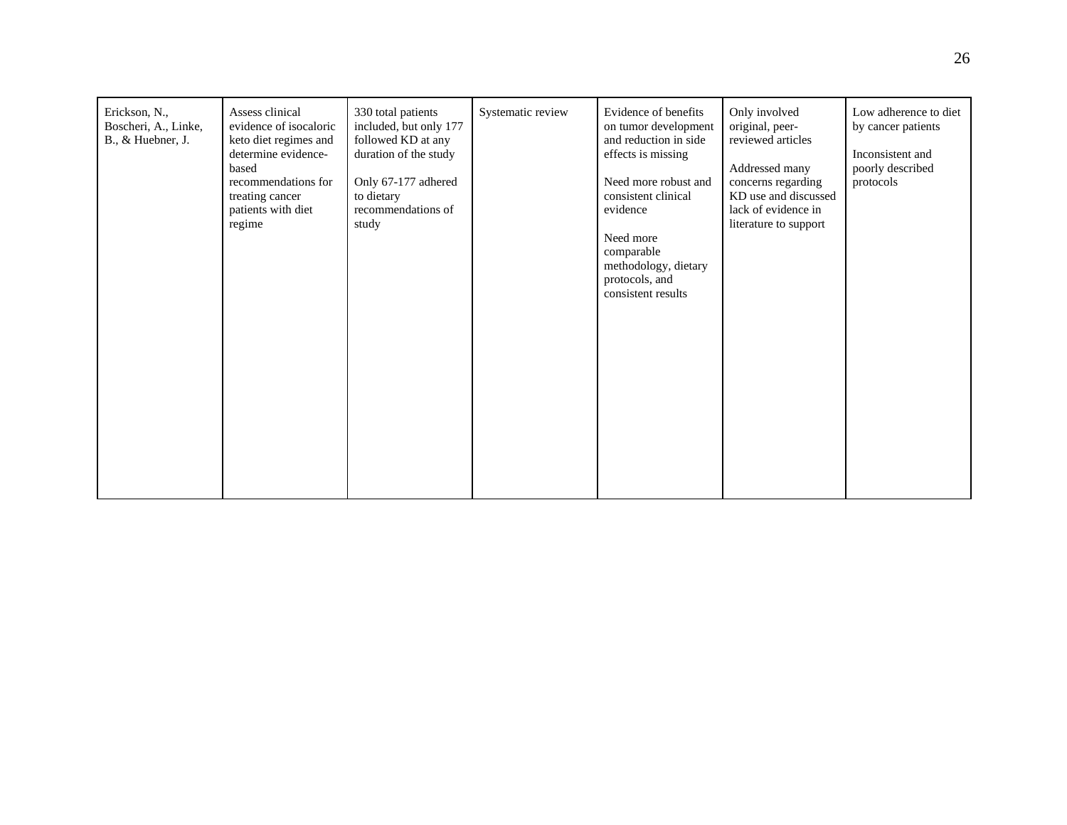| | | | | | | |
|---|---|---|---|---|---|---|
| Erickson, N., Boscheri, A., Linke, B., & Huebner, J. | Assess clinical evidence of isocaloric keto diet regimes and determine evidence-based recommendations for treating cancer patients with diet regime | 330 total patients included, but only 177 followed KD at any duration of the study<br><br>Only 67-177 adhered to dietary recommendations of study | Systematic review | Evidence of benefits on tumor development and reduction in side effects is missing<br><br>Need more robust and consistent clinical evidence<br><br>Need more comparable methodology, dietary protocols, and consistent results | Only involved original, peer-reviewed articles<br><br>Addressed many concerns regarding KD use and discussed lack of evidence in literature to support | Low adherence to diet by cancer patients<br><br>Inconsistent and poorly described protocols |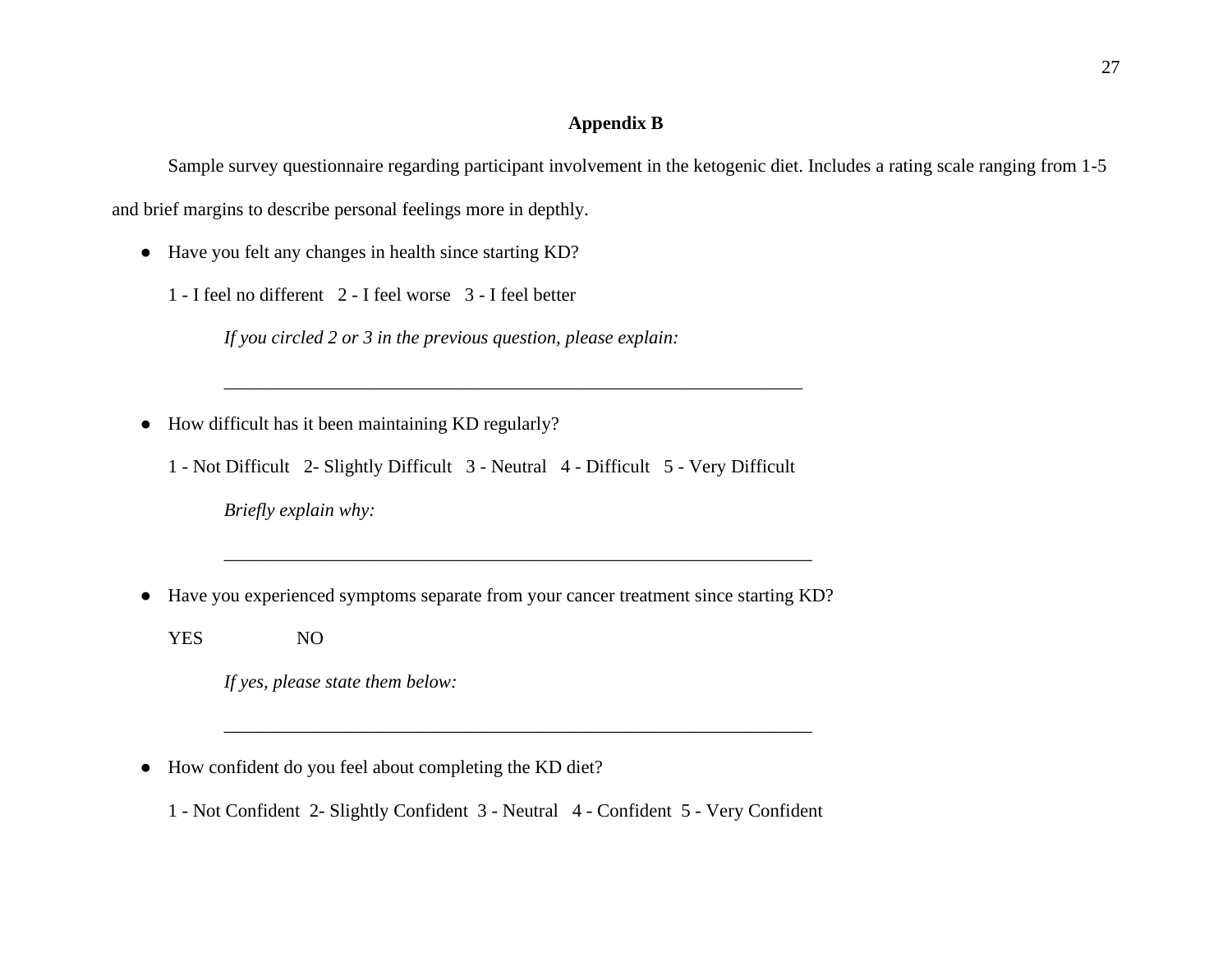**Appendix B**

Sample survey questionnaire regarding participant involvement in the ketogenic diet. Includes a rating scale ranging from 1-5 and brief margins to describe personal feelings more in depthly.

- Have you felt any changes in health since starting KD?

  1 - I feel no different   2 - I feel worse   3 - I feel better

  *If you circled 2 or 3 in the previous question, please explain:*

  ________________________________________________________________

- How difficult has it been maintaining KD regularly?

  1 - Not Difficult   2- Slightly Difficult   3 - Neutral   4 - Difficult   5 - Very Difficult

  *Briefly explain why:*

  ________________________________________________________________

- Have you experienced symptoms separate from your cancer treatment since starting KD?

  YES          NO

  *If yes, please state them below:*

  ________________________________________________________________

- How confident do you feel about completing the KD diet?

  1 - Not Confident  2- Slightly Confident  3 - Neutral   4 - Confident  5 - Very Confident